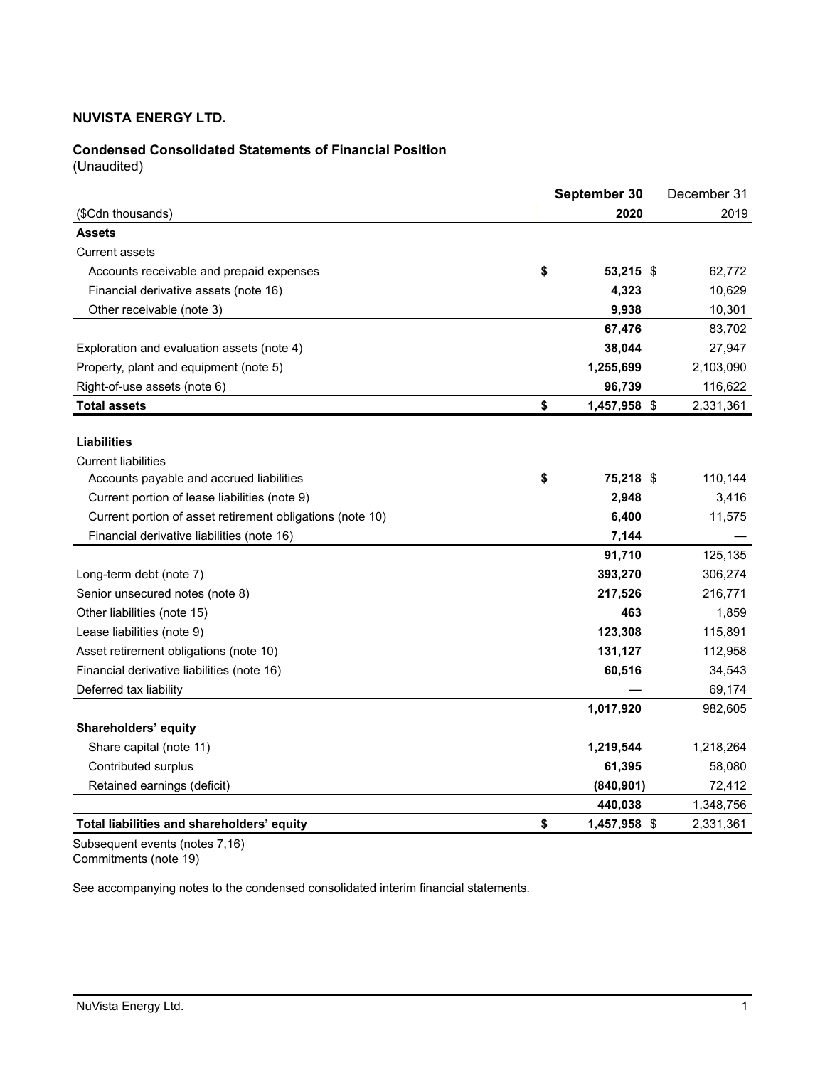**NUVISTA ENERGY LTD.**

**Condensed Consolidated Statements of Financial Position**
(Unaudited)

| ($Cdn thousands) | **September 30 2020** | December 31 2019 |
|---|---|---|
| **Assets** | | |
| Current assets | | |
| Accounts receivable and prepaid expenses | **$ 53,215** | $ 62,772 |
| Financial derivative assets (note 16) | **4,323** | 10,629 |
| Other receivable (note 3) | **9,938** | 10,301 |
| | **67,476** | 83,702 |
| Exploration and evaluation assets (note 4) | **38,044** | 27,947 |
| Property, plant and equipment (note 5) | **1,255,699** | 2,103,090 |
| Right-of-use assets (note 6) | **96,739** | 116,622 |
| **Total assets** | **$ 1,457,958** | $ 2,331,361 |
| | | |
| **Liabilities** | | |
| Current liabilities | | |
| Accounts payable and accrued liabilities | **$ 75,218** | $ 110,144 |
| Current portion of lease liabilities (note 9) | **2,948** | 3,416 |
| Current portion of asset retirement obligations (note 10) | **6,400** | 11,575 |
| Financial derivative liabilities (note 16) | **7,144** | — |
| | **91,710** | 125,135 |
| Long-term debt (note 7) | **393,270** | 306,274 |
| Senior unsecured notes (note 8) | **217,526** | 216,771 |
| Other liabilities (note 15) | **463** | 1,859 |
| Lease liabilities (note 9) | **123,308** | 115,891 |
| Asset retirement obligations (note 10) | **131,127** | 112,958 |
| Financial derivative liabilities (note 16) | **60,516** | 34,543 |
| Deferred tax liability | **—** | 69,174 |
| | **1,017,920** | 982,605 |
| **Shareholders' equity** | | |
| Share capital (note 11) | **1,219,544** | 1,218,264 |
| Contributed surplus | **61,395** | 58,080 |
| Retained earnings (deficit) | **(840,901)** | 72,412 |
| | **440,038** | 1,348,756 |
| **Total liabilities and shareholders' equity** | **$ 1,457,958** | $ 2,331,361 |

Subsequent events (notes 7,16)
Commitments (note 19)

See accompanying notes to the condensed consolidated interim financial statements.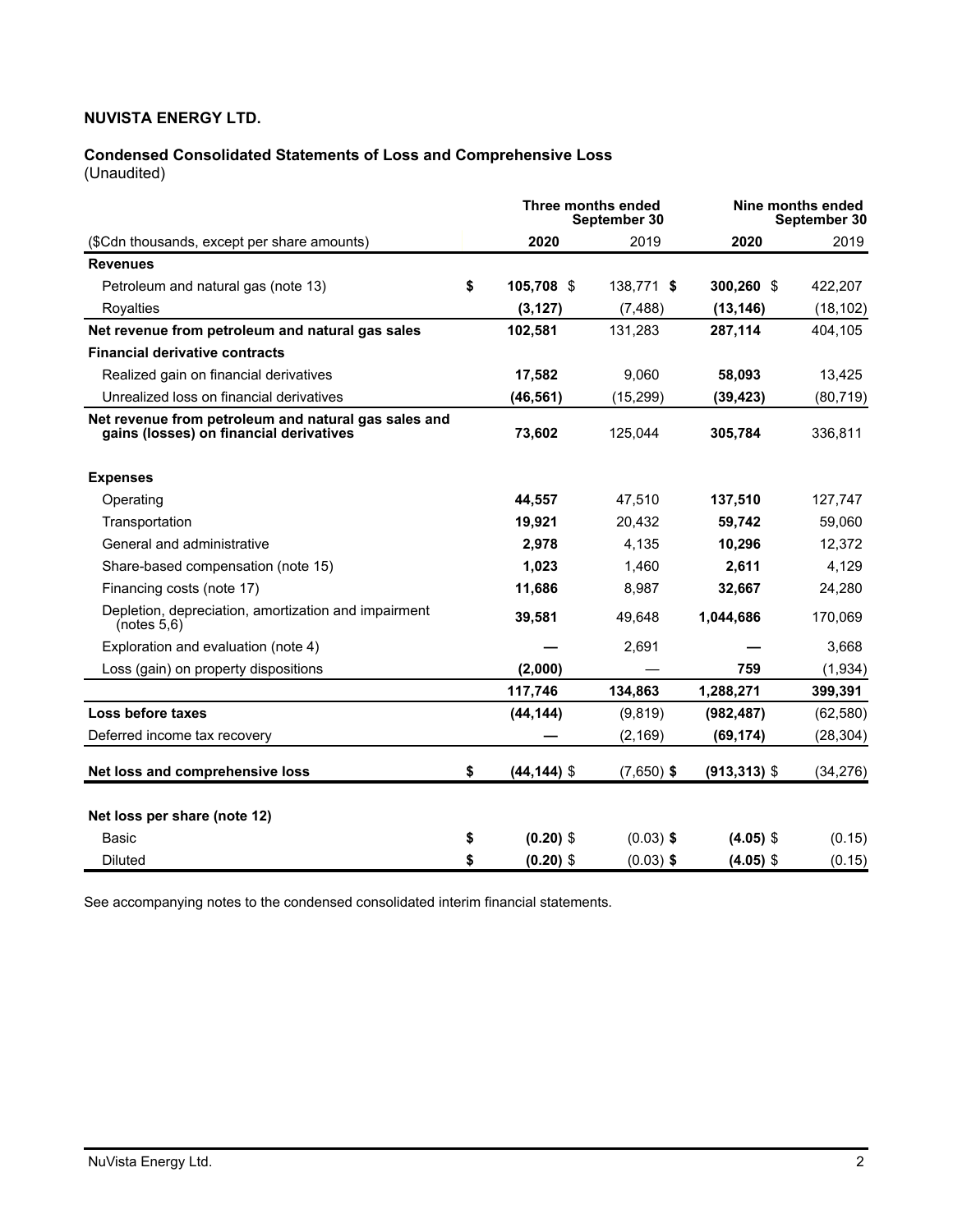**NUVISTA ENERGY LTD.**

**Condensed Consolidated Statements of Loss and Comprehensive Loss**
(Unaudited)

| | Three months ended September 30 | | Nine months ended September 30 | |
|---|---|---|---|---|
| ($Cdn thousands, except per share amounts) | **2020** | 2019 | **2020** | 2019 |
| **Revenues** | | | | |
| Petroleum and natural gas (note 13) | **$ 105,708** | $ 138,771 | **$ 300,260** | $ 422,207 |
| Royalties | **(3,127)** | (7,488) | **(13,146)** | (18,102) |
| **Net revenue from petroleum and natural gas sales** | **102,581** | 131,283 | **287,114** | 404,105 |
| **Financial derivative contracts** | | | | |
| Realized gain on financial derivatives | **17,582** | 9,060 | **58,093** | 13,425 |
| Unrealized loss on financial derivatives | **(46,561)** | (15,299) | **(39,423)** | (80,719) |
| **Net revenue from petroleum and natural gas sales and gains (losses) on financial derivatives** | **73,602** | 125,044 | **305,784** | 336,811 |
| **Expenses** | | | | |
| Operating | **44,557** | 47,510 | **137,510** | 127,747 |
| Transportation | **19,921** | 20,432 | **59,742** | 59,060 |
| General and administrative | **2,978** | 4,135 | **10,296** | 12,372 |
| Share-based compensation (note 15) | **1,023** | 1,460 | **2,611** | 4,129 |
| Financing costs (note 17) | **11,686** | 8,987 | **32,667** | 24,280 |
| Depletion, depreciation, amortization and impairment (notes 5,6) | **39,581** | 49,648 | **1,044,686** | 170,069 |
| Exploration and evaluation (note 4) | **—** | 2,691 | **—** | 3,668 |
| Loss (gain) on property dispositions | **(2,000)** | — | **759** | (1,934) |
| | **117,746** | **134,863** | **1,288,271** | **399,391** |
| **Loss before taxes** | **(44,144)** | (9,819) | **(982,487)** | (62,580) |
| Deferred income tax recovery | **—** | (2,169) | **(69,174)** | (28,304) |
| **Net loss and comprehensive loss** | **$ (44,144)** | $ (7,650) | **$ (913,313)** | $ (34,276) |
| **Net loss per share (note 12)** | | | | |
| Basic | **$ (0.20)** | $ (0.03) | **$ (4.05)** | $ (0.15) |
| Diluted | **$ (0.20)** | $ (0.03) | **$ (4.05)** | $ (0.15) |

See accompanying notes to the condensed consolidated interim financial statements.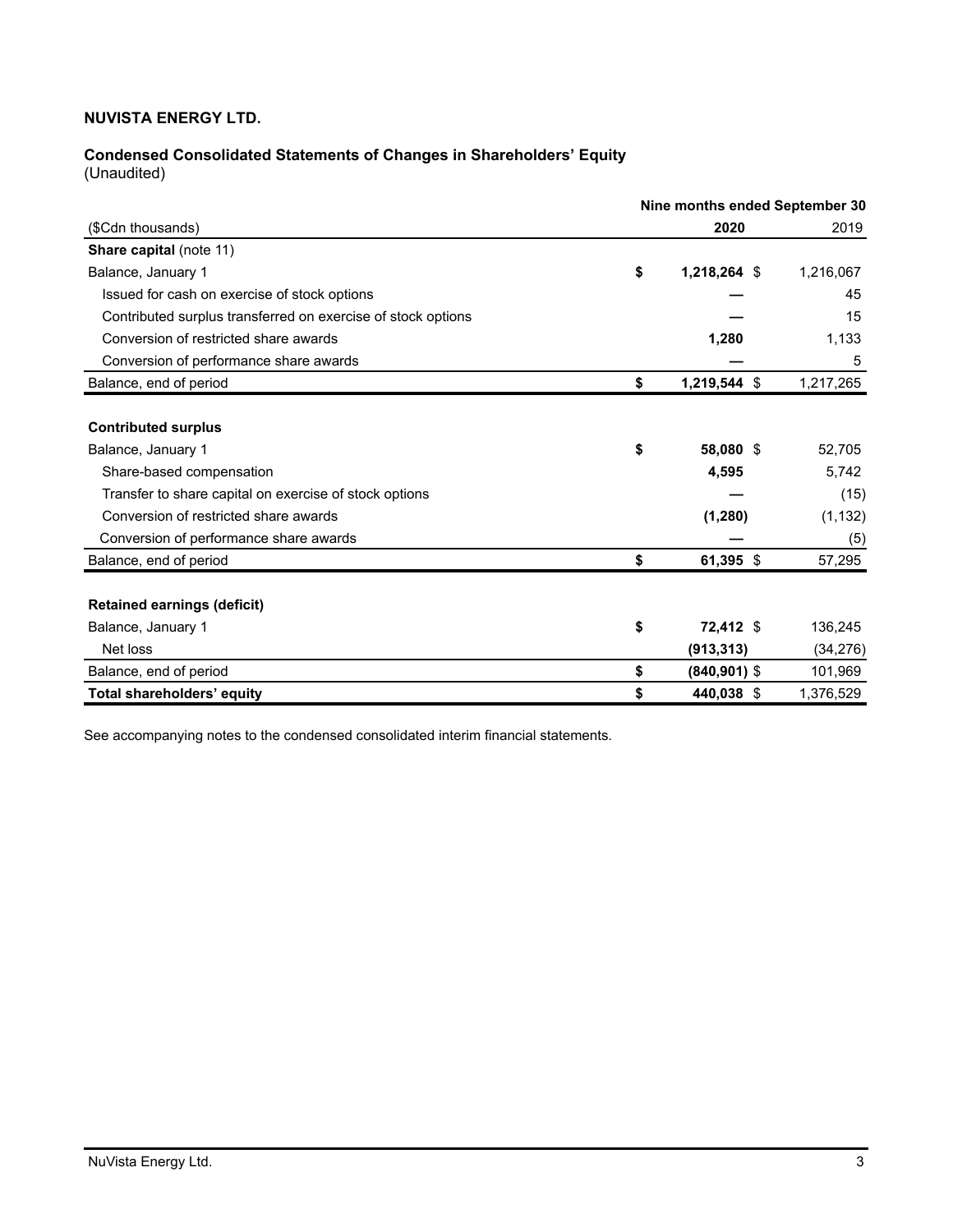**NUVISTA ENERGY LTD.**

**Condensed Consolidated Statements of Changes in Shareholders' Equity**
(Unaudited)

| | Nine months ended September 30 | |
|---|---|---|
| ($Cdn thousands) | **2020** | 2019 |
| **Share capital** (note 11) | | |
| Balance, January 1 | **$ 1,218,264** | $ 1,216,067 |
| Issued for cash on exercise of stock options | **—** | 45 |
| Contributed surplus transferred on exercise of stock options | **—** | 15 |
| Conversion of restricted share awards | **1,280** | 1,133 |
| Conversion of performance share awards | **—** | 5 |
| Balance, end of period | **$ 1,219,544** | $ 1,217,265 |
| | | |
| **Contributed surplus** | | |
| Balance, January 1 | **$ 58,080** | $ 52,705 |
| Share-based compensation | **4,595** | 5,742 |
| Transfer to share capital on exercise of stock options | **—** | (15) |
| Conversion of restricted share awards | **(1,280)** | (1,132) |
| Conversion of performance share awards | **—** | (5) |
| Balance, end of period | **$ 61,395** | $ 57,295 |
| | | |
| **Retained earnings (deficit)** | | |
| Balance, January 1 | **$ 72,412** | $ 136,245 |
| Net loss | **(913,313)** | (34,276) |
| Balance, end of period | **$ (840,901)** | $ 101,969 |
| **Total shareholders' equity** | **$ 440,038** | $ 1,376,529 |

See accompanying notes to the condensed consolidated interim financial statements.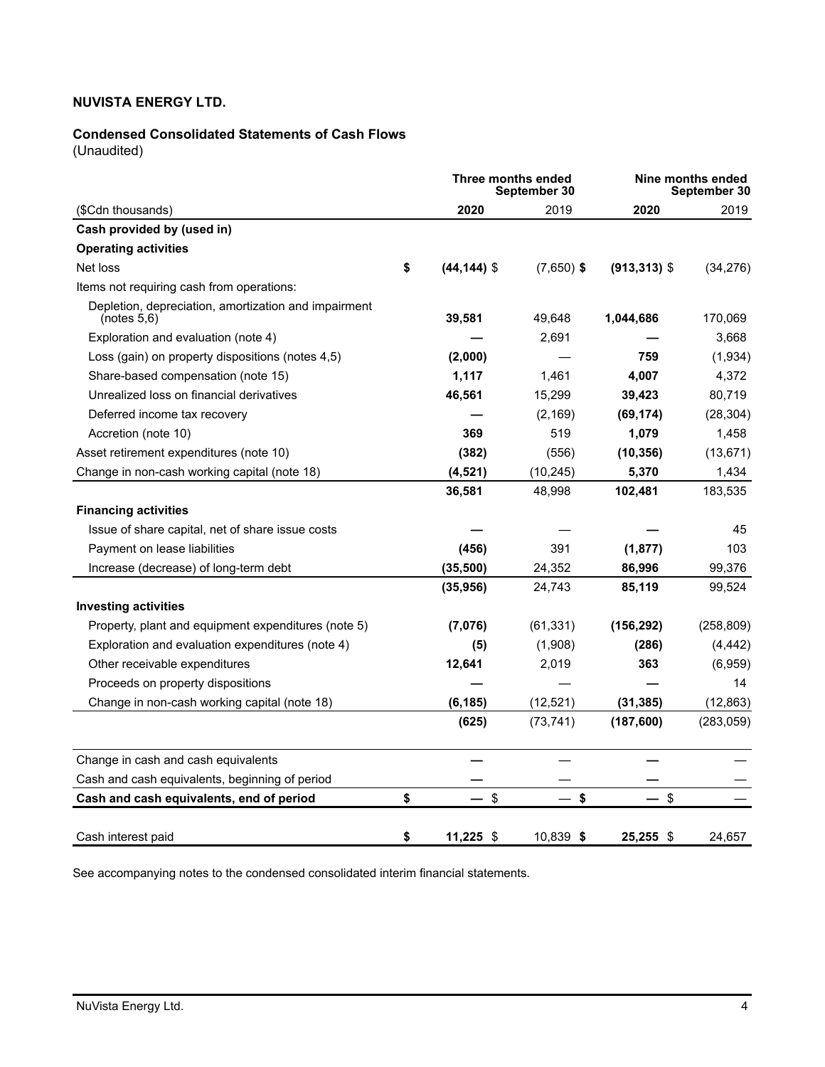**NUVISTA ENERGY LTD.**

**Condensed Consolidated Statements of Cash Flows**
(Unaudited)

| ($Cdn thousands) | Three months ended September 30 2020 | Three months ended September 30 2019 | Nine months ended September 30 2020 | Nine months ended September 30 2019 |
|---|---|---|---|---|
| **Cash provided by (used in)** | | | | |
| **Operating activities** | | | | |
| Net loss | **$ (44,144)** | $ (7,650) | **$ (913,313)** | $ (34,276) |
| Items not requiring cash from operations: | | | | |
| Depletion, depreciation, amortization and impairment (notes 5,6) | **39,581** | 49,648 | **1,044,686** | 170,069 |
| Exploration and evaluation (note 4) | **—** | 2,691 | **—** | 3,668 |
| Loss (gain) on property dispositions (notes 4,5) | **(2,000)** | — | **759** | (1,934) |
| Share-based compensation (note 15) | **1,117** | 1,461 | **4,007** | 4,372 |
| Unrealized loss on financial derivatives | **46,561** | 15,299 | **39,423** | 80,719 |
| Deferred income tax recovery | **—** | (2,169) | **(69,174)** | (28,304) |
| Accretion (note 10) | **369** | 519 | **1,079** | 1,458 |
| Asset retirement expenditures (note 10) | **(382)** | (556) | **(10,356)** | (13,671) |
| Change in non-cash working capital (note 18) | **(4,521)** | (10,245) | **5,370** | 1,434 |
| | **36,581** | 48,998 | **102,481** | 183,535 |
| **Financing activities** | | | | |
| Issue of share capital, net of share issue costs | **—** | — | **—** | 45 |
| Payment on lease liabilities | **(456)** | 391 | **(1,877)** | 103 |
| Increase (decrease) of long-term debt | **(35,500)** | 24,352 | **86,996** | 99,376 |
| | **(35,956)** | 24,743 | **85,119** | 99,524 |
| **Investing activities** | | | | |
| Property, plant and equipment expenditures (note 5) | **(7,076)** | (61,331) | **(156,292)** | (258,809) |
| Exploration and evaluation expenditures (note 4) | **(5)** | (1,908) | **(286)** | (4,442) |
| Other receivable expenditures | **12,641** | 2,019 | **363** | (6,959) |
| Proceeds on property dispositions | **—** | — | **—** | 14 |
| Change in non-cash working capital (note 18) | **(6,185)** | (12,521) | **(31,385)** | (12,863) |
| | **(625)** | (73,741) | **(187,600)** | (283,059) |
| Change in cash and cash equivalents | **—** | — | **—** | — |
| Cash and cash equivalents, beginning of period | **—** | — | **—** | — |
| **Cash and cash equivalents, end of period** | **$ —** | $ — | **$ —** | $ — |
| Cash interest paid | **$ 11,225** | $ 10,839 | **$ 25,255** | $ 24,657 |

See accompanying notes to the condensed consolidated interim financial statements.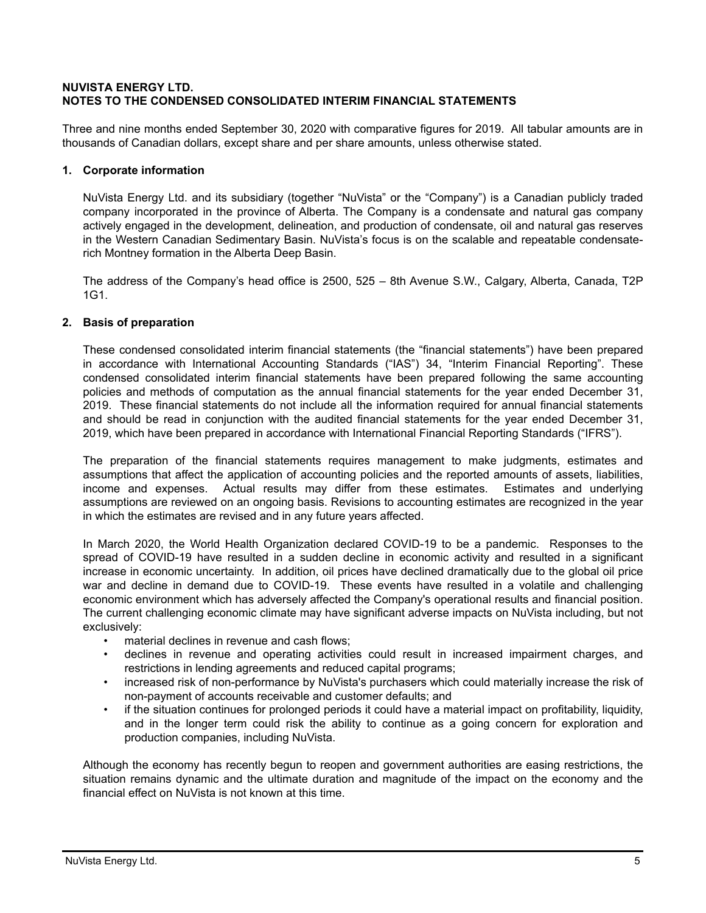**NUVISTA ENERGY LTD.**
**NOTES TO THE CONDENSED CONSOLIDATED INTERIM FINANCIAL STATEMENTS**

Three and nine months ended September 30, 2020 with comparative figures for 2019. All tabular amounts are in thousands of Canadian dollars, except share and per share amounts, unless otherwise stated.

## 1. Corporate information

NuVista Energy Ltd. and its subsidiary (together "NuVista" or the "Company") is a Canadian publicly traded company incorporated in the province of Alberta. The Company is a condensate and natural gas company actively engaged in the development, delineation, and production of condensate, oil and natural gas reserves in the Western Canadian Sedimentary Basin. NuVista's focus is on the scalable and repeatable condensate-rich Montney formation in the Alberta Deep Basin.

The address of the Company's head office is 2500, 525 – 8th Avenue S.W., Calgary, Alberta, Canada, T2P 1G1.

## 2. Basis of preparation

These condensed consolidated interim financial statements (the "financial statements") have been prepared in accordance with International Accounting Standards ("IAS") 34, "Interim Financial Reporting". These condensed consolidated interim financial statements have been prepared following the same accounting policies and methods of computation as the annual financial statements for the year ended December 31, 2019. These financial statements do not include all the information required for annual financial statements and should be read in conjunction with the audited financial statements for the year ended December 31, 2019, which have been prepared in accordance with International Financial Reporting Standards ("IFRS").

The preparation of the financial statements requires management to make judgments, estimates and assumptions that affect the application of accounting policies and the reported amounts of assets, liabilities, income and expenses. Actual results may differ from these estimates. Estimates and underlying assumptions are reviewed on an ongoing basis. Revisions to accounting estimates are recognized in the year in which the estimates are revised and in any future years affected.

In March 2020, the World Health Organization declared COVID-19 to be a pandemic. Responses to the spread of COVID-19 have resulted in a sudden decline in economic activity and resulted in a significant increase in economic uncertainty. In addition, oil prices have declined dramatically due to the global oil price war and decline in demand due to COVID-19. These events have resulted in a volatile and challenging economic environment which has adversely affected the Company's operational results and financial position. The current challenging economic climate may have significant adverse impacts on NuVista including, but not exclusively:

- material declines in revenue and cash flows;
- declines in revenue and operating activities could result in increased impairment charges, and restrictions in lending agreements and reduced capital programs;
- increased risk of non-performance by NuVista's purchasers which could materially increase the risk of non-payment of accounts receivable and customer defaults; and
- if the situation continues for prolonged periods it could have a material impact on profitability, liquidity, and in the longer term could risk the ability to continue as a going concern for exploration and production companies, including NuVista.

Although the economy has recently begun to reopen and government authorities are easing restrictions, the situation remains dynamic and the ultimate duration and magnitude of the impact on the economy and the financial effect on NuVista is not known at this time.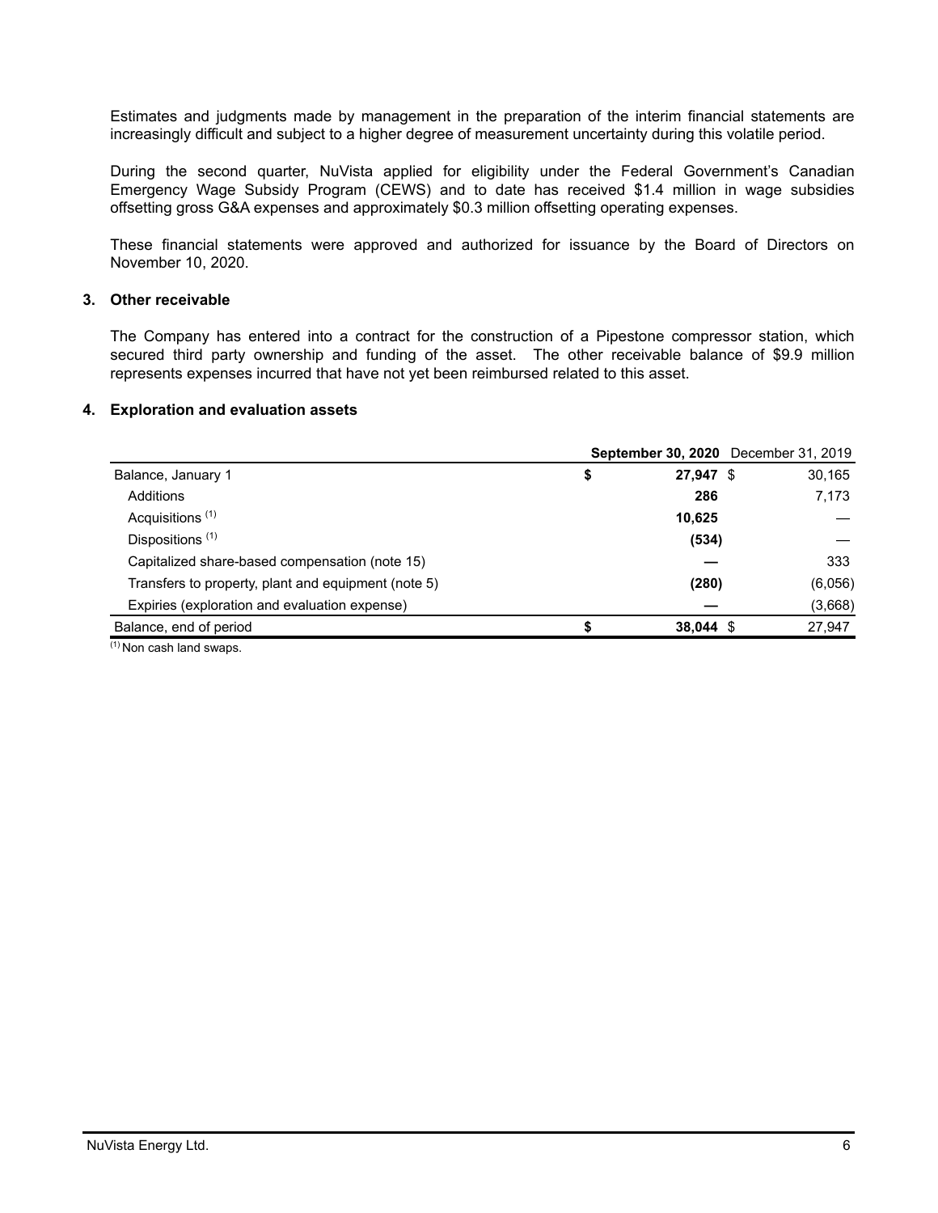Estimates and judgments made by management in the preparation of the interim financial statements are increasingly difficult and subject to a higher degree of measurement uncertainty during this volatile period.

During the second quarter, NuVista applied for eligibility under the Federal Government's Canadian Emergency Wage Subsidy Program (CEWS) and to date has received $1.4 million in wage subsidies offsetting gross G&A expenses and approximately $0.3 million offsetting operating expenses.

These financial statements were approved and authorized for issuance by the Board of Directors on November 10, 2020.

## 3. Other receivable

The Company has entered into a contract for the construction of a Pipestone compressor station, which secured third party ownership and funding of the asset. The other receivable balance of $9.9 million represents expenses incurred that have not yet been reimbursed related to this asset.

## 4. Exploration and evaluation assets

| | **September 30, 2020** | December 31, 2019 |
|---|---|---|
| Balance, January 1 | **$ 27,947** | $ 30,165 |
| Additions | **286** | 7,173 |
| Acquisitions [(1)] | **10,625** | — |
| Dispositions [(1)] | **(534)** | — |
| Capitalized share-based compensation (note 15) | **—** | 333 |
| Transfers to property, plant and equipment (note 5) | **(280)** | (6,056) |
| Expiries (exploration and evaluation expense) | **—** | (3,668) |
| Balance, end of period | **$ 38,044** | $ 27,947 |

[(1)] Non cash land swaps.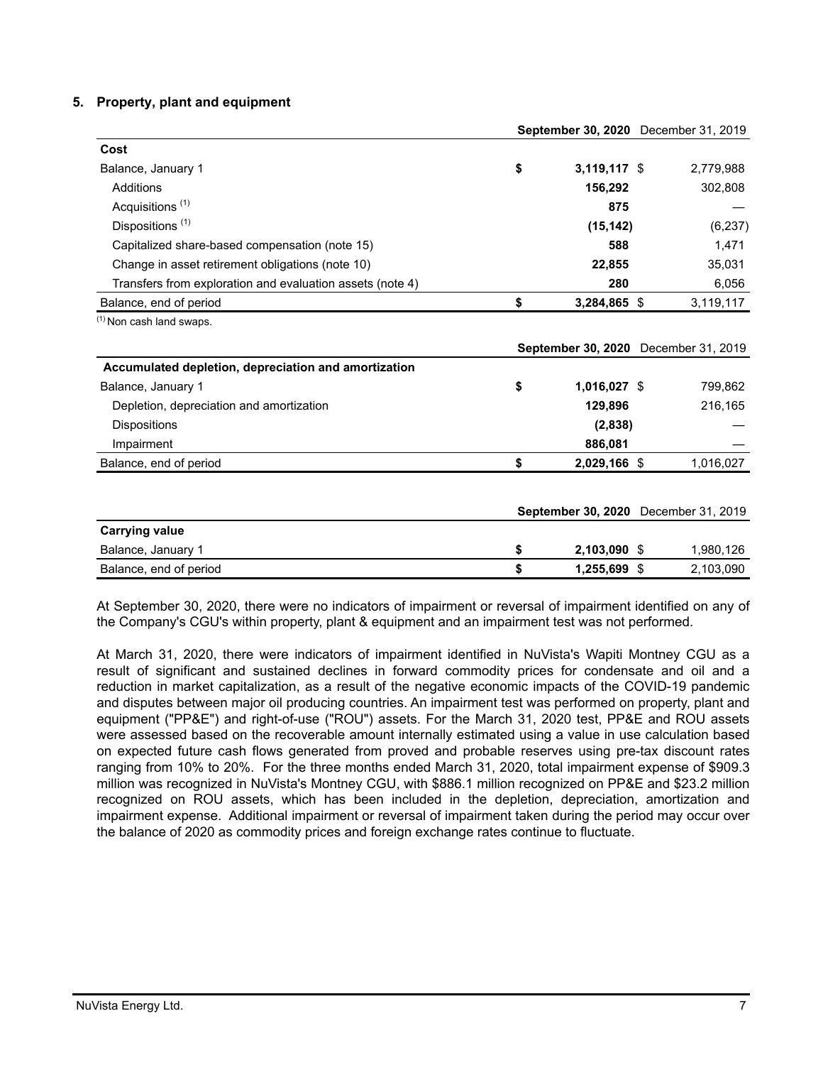## 5. Property, plant and equipment

| | | September 30, 2020 | December 31, 2019 |
|---|---|---|---|
| **Cost** | | | |
| Balance, January 1 | $ | **3,119,117** $ | 2,779,988 |
| Additions | | **156,292** | 302,808 |
| Acquisitions [1] | | **875** | — |
| Dispositions [1] | | **(15,142)** | (6,237) |
| Capitalized share-based compensation (note 15) | | **588** | 1,471 |
| Change in asset retirement obligations (note 10) | | **22,855** | 35,031 |
| Transfers from exploration and evaluation assets (note 4) | | **280** | 6,056 |
| Balance, end of period | $ | **3,284,865** $ | 3,119,117 |

[1] Non cash land swaps.

| | | September 30, 2020 | December 31, 2019 |
|---|---|---|---|
| **Accumulated depletion, depreciation and amortization** | | | |
| Balance, January 1 | $ | **1,016,027** $ | 799,862 |
| Depletion, depreciation and amortization | | **129,896** | 216,165 |
| Dispositions | | **(2,838)** | — |
| Impairment | | **886,081** | — |
| Balance, end of period | $ | **2,029,166** $ | 1,016,027 |

| | | September 30, 2020 | December 31, 2019 |
|---|---|---|---|
| **Carrying value** | | | |
| Balance, January 1 | $ | **2,103,090** $ | 1,980,126 |
| Balance, end of period | $ | **1,255,699** $ | 2,103,090 |

At September 30, 2020, there were no indicators of impairment or reversal of impairment identified on any of the Company's CGU's within property, plant & equipment and an impairment test was not performed.

At March 31, 2020, there were indicators of impairment identified in NuVista's Wapiti Montney CGU as a result of significant and sustained declines in forward commodity prices for condensate and oil and a reduction in market capitalization, as a result of the negative economic impacts of the COVID-19 pandemic and disputes between major oil producing countries. An impairment test was performed on property, plant and equipment ("PP&E") and right-of-use ("ROU") assets. For the March 31, 2020 test, PP&E and ROU assets were assessed based on the recoverable amount internally estimated using a value in use calculation based on expected future cash flows generated from proved and probable reserves using pre-tax discount rates ranging from 10% to 20%. For the three months ended March 31, 2020, total impairment expense of $909.3 million was recognized in NuVista's Montney CGU, with $886.1 million recognized on PP&E and $23.2 million recognized on ROU assets, which has been included in the depletion, depreciation, amortization and impairment expense. Additional impairment or reversal of impairment taken during the period may occur over the balance of 2020 as commodity prices and foreign exchange rates continue to fluctuate.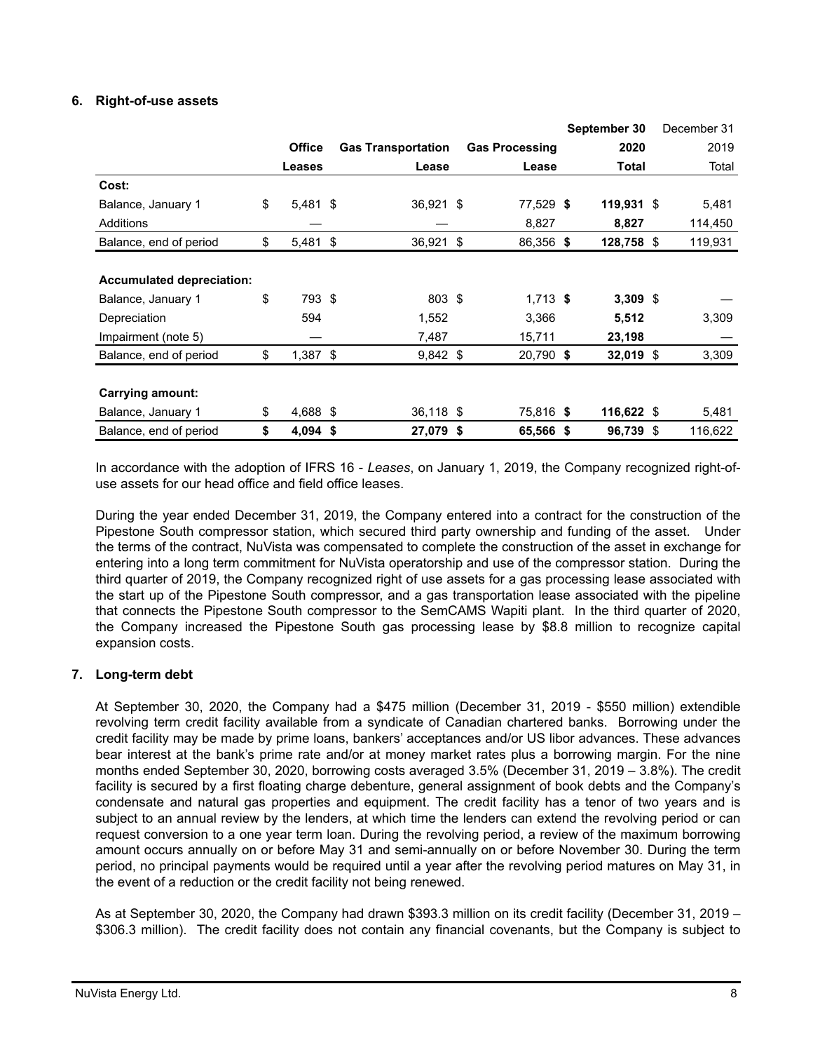## 6. Right-of-use assets

| | Office Leases | Gas Transportation Lease | Gas Processing Lease | September 30 2020 Total | December 31 2019 Total |
|---|---|---|---|---|---|
| **Cost:** | | | | | |
| Balance, January 1 | $ 5,481 | $ 36,921 | $ 77,529 | **$ 119,931** | $ 5,481 |
| Additions | — | — | 8,827 | **8,827** | 114,450 |
| Balance, end of period | $ 5,481 | $ 36,921 | $ 86,356 | **$ 128,758** | $ 119,931 |
| **Accumulated depreciation:** | | | | | |
| Balance, January 1 | $ 793 | $ 803 | $ 1,713 | **$ 3,309** | $ — |
| Depreciation | 594 | 1,552 | 3,366 | **5,512** | 3,309 |
| Impairment (note 5) | — | 7,487 | 15,711 | **23,198** | — |
| Balance, end of period | $ 1,387 | $ 9,842 | $ 20,790 | **$ 32,019** | $ 3,309 |
| **Carrying amount:** | | | | | |
| Balance, January 1 | $ 4,688 | $ 36,118 | $ 75,816 | **$ 116,622** | $ 5,481 |
| Balance, end of period | **$ 4,094** | **$ 27,079** | **$ 65,566** | **$ 96,739** | $ 116,622 |

In accordance with the adoption of IFRS 16 - *Leases*, on January 1, 2019, the Company recognized right-of-use assets for our head office and field office leases.

During the year ended December 31, 2019, the Company entered into a contract for the construction of the Pipestone South compressor station, which secured third party ownership and funding of the asset. Under the terms of the contract, NuVista was compensated to complete the construction of the asset in exchange for entering into a long term commitment for NuVista operatorship and use of the compressor station. During the third quarter of 2019, the Company recognized right of use assets for a gas processing lease associated with the start up of the Pipestone South compressor, and a gas transportation lease associated with the pipeline that connects the Pipestone South compressor to the SemCAMS Wapiti plant. In the third quarter of 2020, the Company increased the Pipestone South gas processing lease by $8.8 million to recognize capital expansion costs.

## 7. Long-term debt

At September 30, 2020, the Company had a $475 million (December 31, 2019 - $550 million) extendible revolving term credit facility available from a syndicate of Canadian chartered banks. Borrowing under the credit facility may be made by prime loans, bankers' acceptances and/or US libor advances. These advances bear interest at the bank's prime rate and/or at money market rates plus a borrowing margin. For the nine months ended September 30, 2020, borrowing costs averaged 3.5% (December 31, 2019 – 3.8%). The credit facility is secured by a first floating charge debenture, general assignment of book debts and the Company's condensate and natural gas properties and equipment. The credit facility has a tenor of two years and is subject to an annual review by the lenders, at which time the lenders can extend the revolving period or can request conversion to a one year term loan. During the revolving period, a review of the maximum borrowing amount occurs annually on or before May 31 and semi-annually on or before November 30. During the term period, no principal payments would be required until a year after the revolving period matures on May 31, in the event of a reduction or the credit facility not being renewed.

As at September 30, 2020, the Company had drawn $393.3 million on its credit facility (December 31, 2019 – $306.3 million). The credit facility does not contain any financial covenants, but the Company is subject to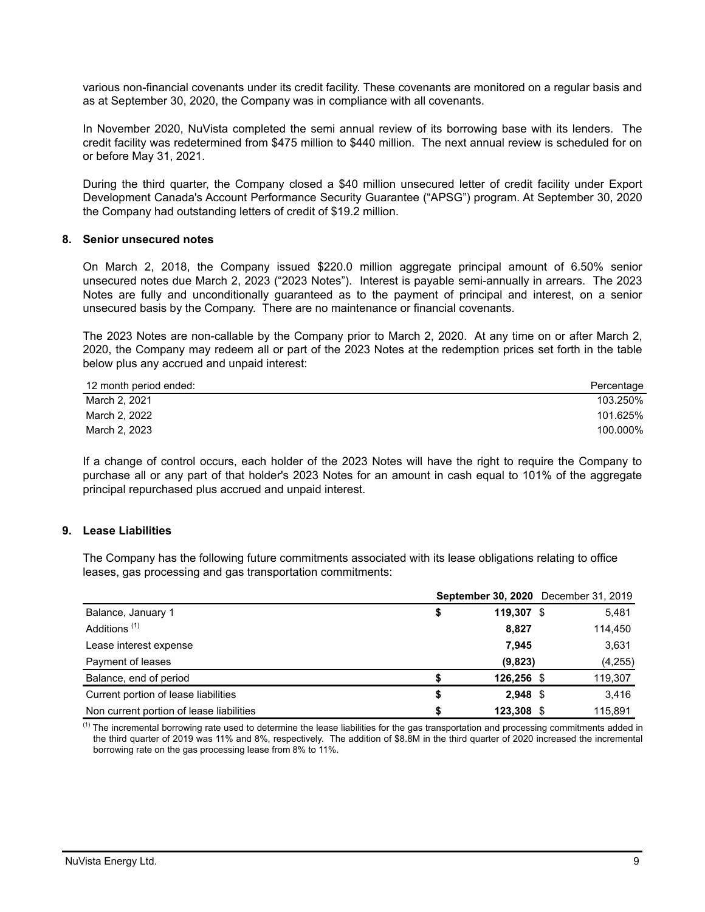various non-financial covenants under its credit facility. These covenants are monitored on a regular basis and as at September 30, 2020, the Company was in compliance with all covenants.

In November 2020, NuVista completed the semi annual review of its borrowing base with its lenders. The credit facility was redetermined from $475 million to $440 million. The next annual review is scheduled for on or before May 31, 2021.

During the third quarter, the Company closed a $40 million unsecured letter of credit facility under Export Development Canada's Account Performance Security Guarantee ("APSG") program. At September 30, 2020 the Company had outstanding letters of credit of $19.2 million.

## 8. Senior unsecured notes

On March 2, 2018, the Company issued $220.0 million aggregate principal amount of 6.50% senior unsecured notes due March 2, 2023 ("2023 Notes"). Interest is payable semi-annually in arrears. The 2023 Notes are fully and unconditionally guaranteed as to the payment of principal and interest, on a senior unsecured basis by the Company. There are no maintenance or financial covenants.

The 2023 Notes are non-callable by the Company prior to March 2, 2020. At any time on or after March 2, 2020, the Company may redeem all or part of the 2023 Notes at the redemption prices set forth in the table below plus any accrued and unpaid interest:

| 12 month period ended: | Percentage |
|---|---|
| March 2, 2021 | 103.250% |
| March 2, 2022 | 101.625% |
| March 2, 2023 | 100.000% |

If a change of control occurs, each holder of the 2023 Notes will have the right to require the Company to purchase all or any part of that holder's 2023 Notes for an amount in cash equal to 101% of the aggregate principal repurchased plus accrued and unpaid interest.

## 9. Lease Liabilities

The Company has the following future commitments associated with its lease obligations relating to office leases, gas processing and gas transportation commitments:

| | **September 30, 2020** | December 31, 2019 |
|---|---|---|
| Balance, January 1 | **$ 119,307** | $ 5,481 |
| Additions [(1)] | **8,827** | 114,450 |
| Lease interest expense | **7,945** | 3,631 |
| Payment of leases | **(9,823)** | (4,255) |
| Balance, end of period | **$ 126,256** | $ 119,307 |
| Current portion of lease liabilities | **$ 2,948** | $ 3,416 |
| Non current portion of lease liabilities | **$ 123,308** | $ 115,891 |

[(1)] The incremental borrowing rate used to determine the lease liabilities for the gas transportation and processing commitments added in the third quarter of 2019 was 11% and 8%, respectively. The addition of $8.8M in the third quarter of 2020 increased the incremental borrowing rate on the gas processing lease from 8% to 11%.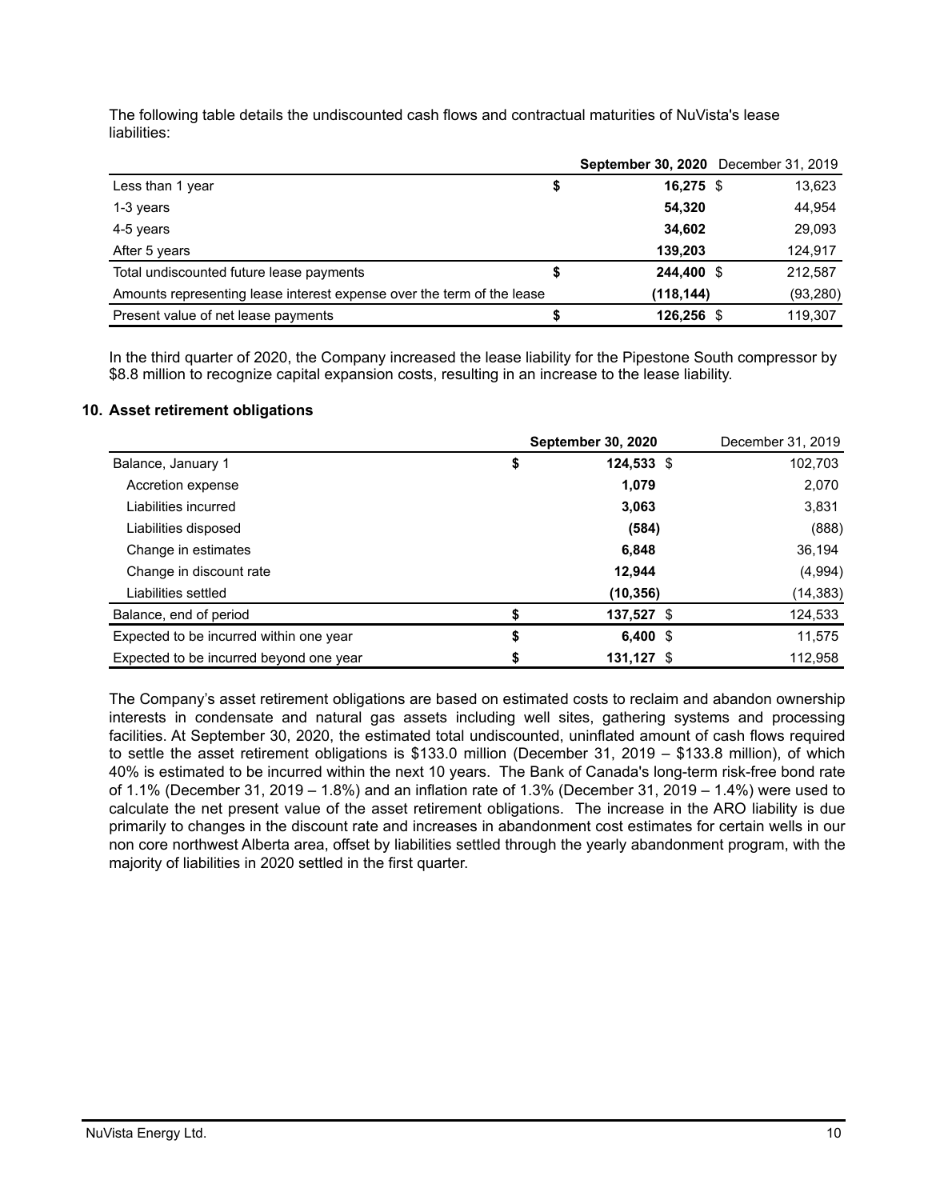The following table details the undiscounted cash flows and contractual maturities of NuVista's lease liabilities:

| | September 30, 2020 | December 31, 2019 |
|---|---|---|
| Less than 1 year | $ 16,275 | $ 13,623 |
| 1-3 years | 54,320 | 44,954 |
| 4-5 years | 34,602 | 29,093 |
| After 5 years | 139,203 | 124,917 |
| Total undiscounted future lease payments | $ 244,400 | $ 212,587 |
| Amounts representing lease interest expense over the term of the lease | (118,144) | (93,280) |
| Present value of net lease payments | $ 126,256 | $ 119,307 |

In the third quarter of 2020, the Company increased the lease liability for the Pipestone South compressor by $8.8 million to recognize capital expansion costs, resulting in an increase to the lease liability.

## 10. Asset retirement obligations

| | September 30, 2020 | December 31, 2019 |
|---|---|---|
| Balance, January 1 | $ 124,533 | $ 102,703 |
| Accretion expense | 1,079 | 2,070 |
| Liabilities incurred | 3,063 | 3,831 |
| Liabilities disposed | (584) | (888) |
| Change in estimates | 6,848 | 36,194 |
| Change in discount rate | 12,944 | (4,994) |
| Liabilities settled | (10,356) | (14,383) |
| Balance, end of period | $ 137,527 | $ 124,533 |
| Expected to be incurred within one year | $ 6,400 | $ 11,575 |
| Expected to be incurred beyond one year | $ 131,127 | $ 112,958 |

The Company's asset retirement obligations are based on estimated costs to reclaim and abandon ownership interests in condensate and natural gas assets including well sites, gathering systems and processing facilities. At September 30, 2020, the estimated total undiscounted, uninflated amount of cash flows required to settle the asset retirement obligations is $133.0 million (December 31, 2019 – $133.8 million), of which 40% is estimated to be incurred within the next 10 years. The Bank of Canada's long-term risk-free bond rate of 1.1% (December 31, 2019 – 1.8%) and an inflation rate of 1.3% (December 31, 2019 – 1.4%) were used to calculate the net present value of the asset retirement obligations. The increase in the ARO liability is due primarily to changes in the discount rate and increases in abandonment cost estimates for certain wells in our non core northwest Alberta area, offset by liabilities settled through the yearly abandonment program, with the majority of liabilities in 2020 settled in the first quarter.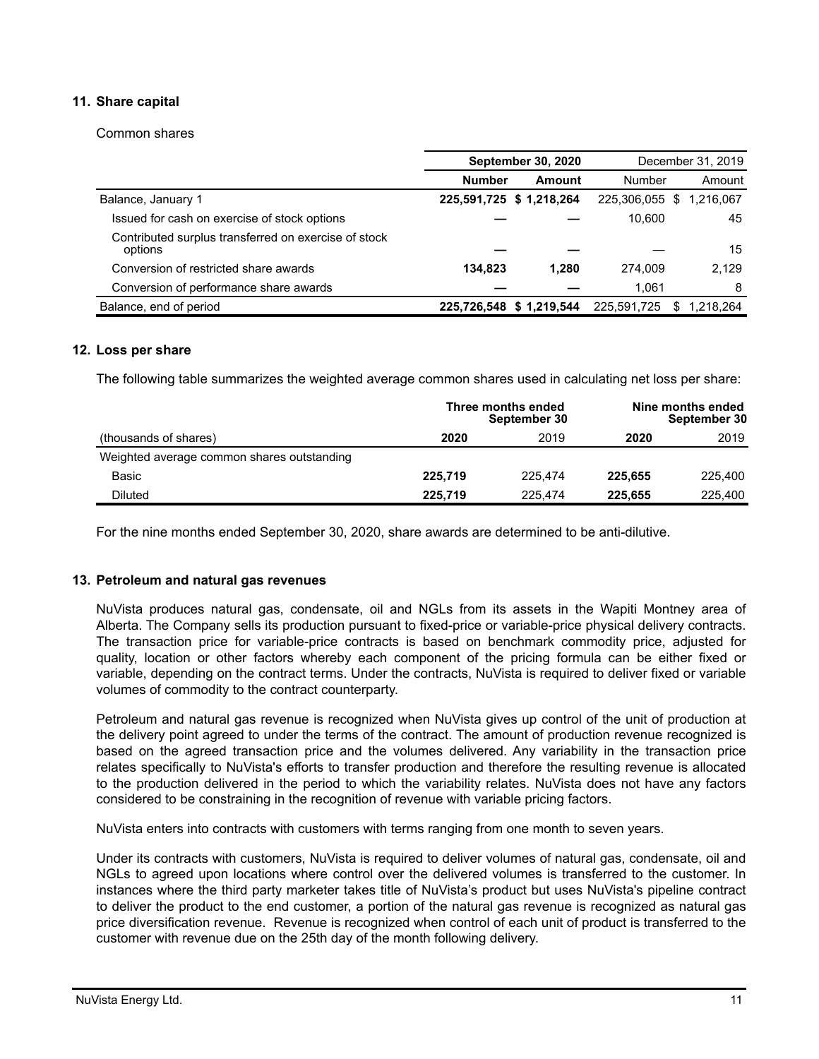## 11. Share capital

Common shares

| | September 30, 2020 | | December 31, 2019 | |
|---|---|---|---|---|
| | **Number** | **Amount** | Number | Amount |
| Balance, January 1 | **225,591,725** | **$ 1,218,264** | 225,306,055 | $ 1,216,067 |
| Issued for cash on exercise of stock options | **—** | **—** | 10,600 | 45 |
| Contributed surplus transferred on exercise of stock options | **—** | **—** | — | 15 |
| Conversion of restricted share awards | **134,823** | **1,280** | 274,009 | 2,129 |
| Conversion of performance share awards | **—** | **—** | 1,061 | 8 |
| Balance, end of period | **225,726,548** | **$ 1,219,544** | 225,591,725 | $ 1,218,264 |

## 12. Loss per share

The following table summarizes the weighted average common shares used in calculating net loss per share:

| | Three months ended September 30 | | Nine months ended September 30 | |
|---|---|---|---|---|
| (thousands of shares) | **2020** | 2019 | **2020** | 2019 |
| Weighted average common shares outstanding | | | | |
| Basic | **225,719** | 225,474 | **225,655** | 225,400 |
| Diluted | **225,719** | 225,474 | **225,655** | 225,400 |

For the nine months ended September 30, 2020, share awards are determined to be anti-dilutive.

## 13. Petroleum and natural gas revenues

NuVista produces natural gas, condensate, oil and NGLs from its assets in the Wapiti Montney area of Alberta. The Company sells its production pursuant to fixed-price or variable-price physical delivery contracts. The transaction price for variable-price contracts is based on benchmark commodity price, adjusted for quality, location or other factors whereby each component of the pricing formula can be either fixed or variable, depending on the contract terms. Under the contracts, NuVista is required to deliver fixed or variable volumes of commodity to the contract counterparty.

Petroleum and natural gas revenue is recognized when NuVista gives up control of the unit of production at the delivery point agreed to under the terms of the contract. The amount of production revenue recognized is based on the agreed transaction price and the volumes delivered. Any variability in the transaction price relates specifically to NuVista's efforts to transfer production and therefore the resulting revenue is allocated to the production delivered in the period to which the variability relates. NuVista does not have any factors considered to be constraining in the recognition of revenue with variable pricing factors.

NuVista enters into contracts with customers with terms ranging from one month to seven years.

Under its contracts with customers, NuVista is required to deliver volumes of natural gas, condensate, oil and NGLs to agreed upon locations where control over the delivered volumes is transferred to the customer. In instances where the third party marketer takes title of NuVista's product but uses NuVista's pipeline contract to deliver the product to the end customer, a portion of the natural gas revenue is recognized as natural gas price diversification revenue. Revenue is recognized when control of each unit of product is transferred to the customer with revenue due on the 25th day of the month following delivery.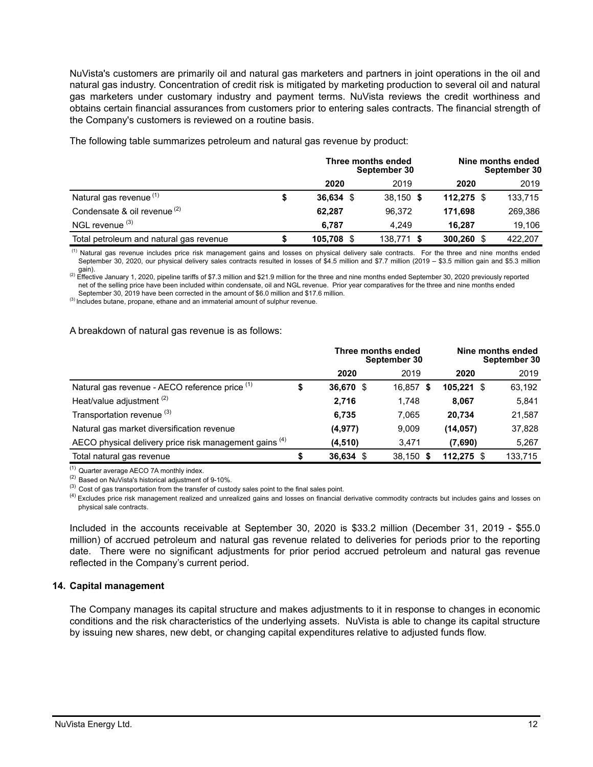NuVista's customers are primarily oil and natural gas marketers and partners in joint operations in the oil and natural gas industry. Concentration of credit risk is mitigated by marketing production to several oil and natural gas marketers under customary industry and payment terms. NuVista reviews the credit worthiness and obtains certain financial assurances from customers prior to entering sales contracts. The financial strength of the Company's customers is reviewed on a routine basis.

The following table summarizes petroleum and natural gas revenue by product:

| | Three months ended September 30 | | Nine months ended September 30 | |
|---|---|---|---|---|
| | **2020** | 2019 | **2020** | 2019 |
| Natural gas revenue [1] | **$ 36,634** | $ 38,150 | **$ 112,275** | $ 133,715 |
| Condensate & oil revenue [2] | **62,287** | 96,372 | **171,698** | 269,386 |
| NGL revenue [3] | **6,787** | 4,249 | **16,287** | 19,106 |
| Total petroleum and natural gas revenue | **$ 105,708** | $ 138,771 | **$ 300,260** | $ 422,207 |

[1] Natural gas revenue includes price risk management gains and losses on physical delivery sale contracts. For the three and nine months ended September 30, 2020, our physical delivery sales contracts resulted in losses of $4.5 million and $7.7 million (2019 – $3.5 million gain and $5.3 million gain).

[2] Effective January 1, 2020, pipeline tariffs of $7.3 million and $21.9 million for the three and nine months ended September 30, 2020 previously reported net of the selling price have been included within condensate, oil and NGL revenue. Prior year comparatives for the three and nine months ended September 30, 2019 have been corrected in the amount of $6.0 million and $17.6 million.

[3] Includes butane, propane, ethane and an immaterial amount of sulphur revenue.

A breakdown of natural gas revenue is as follows:

| | Three months ended September 30 | | Nine months ended September 30 | |
|---|---|---|---|---|
| | **2020** | 2019 | **2020** | 2019 |
| Natural gas revenue - AECO reference price [1] | **$ 36,670** | $ 16,857 | **$ 105,221** | $ 63,192 |
| Heat/value adjustment [2] | **2,716** | 1,748 | **8,067** | 5,841 |
| Transportation revenue [3] | **6,735** | 7,065 | **20,734** | 21,587 |
| Natural gas market diversification revenue | **(4,977)** | 9,009 | **(14,057)** | 37,828 |
| AECO physical delivery price risk management gains [4] | **(4,510)** | 3,471 | **(7,690)** | 5,267 |
| Total natural gas revenue | **$ 36,634** | $ 38,150 | **$ 112,275** | $ 133,715 |

[1] Quarter average AECO 7A monthly index.

[2] Based on NuVista's historical adjustment of 9-10%.

[3] Cost of gas transportation from the transfer of custody sales point to the final sales point.

[4] Excludes price risk management realized and unrealized gains and losses on financial derivative commodity contracts but includes gains and losses on physical sale contracts.

Included in the accounts receivable at September 30, 2020 is $33.2 million (December 31, 2019 - $55.0 million) of accrued petroleum and natural gas revenue related to deliveries for periods prior to the reporting date. There were no significant adjustments for prior period accrued petroleum and natural gas revenue reflected in the Company's current period.

## 14. Capital management

The Company manages its capital structure and makes adjustments to it in response to changes in economic conditions and the risk characteristics of the underlying assets. NuVista is able to change its capital structure by issuing new shares, new debt, or changing capital expenditures relative to adjusted funds flow.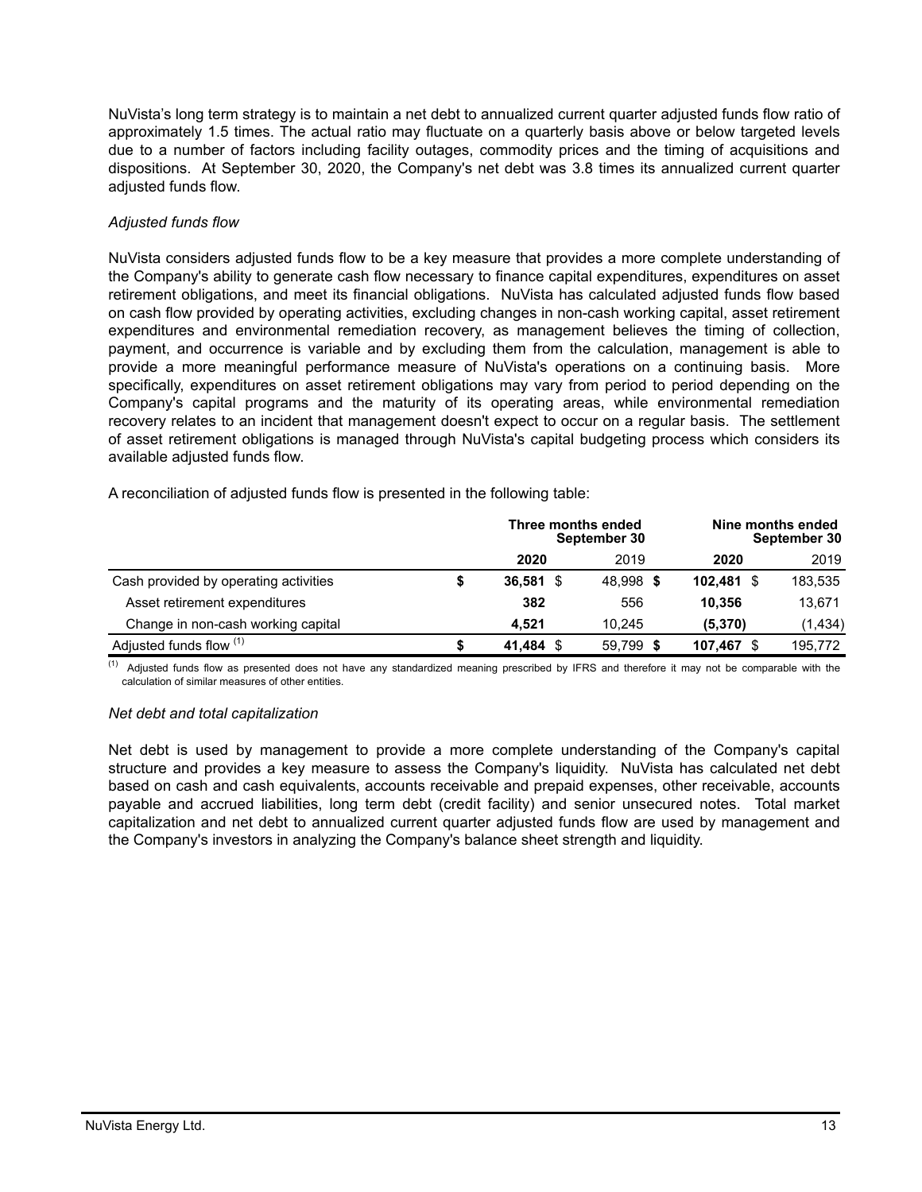NuVista's long term strategy is to maintain a net debt to annualized current quarter adjusted funds flow ratio of approximately 1.5 times. The actual ratio may fluctuate on a quarterly basis above or below targeted levels due to a number of factors including facility outages, commodity prices and the timing of acquisitions and dispositions. At September 30, 2020, the Company's net debt was 3.8 times its annualized current quarter adjusted funds flow.

*Adjusted funds flow*

NuVista considers adjusted funds flow to be a key measure that provides a more complete understanding of the Company's ability to generate cash flow necessary to finance capital expenditures, expenditures on asset retirement obligations, and meet its financial obligations. NuVista has calculated adjusted funds flow based on cash flow provided by operating activities, excluding changes in non-cash working capital, asset retirement expenditures and environmental remediation recovery, as management believes the timing of collection, payment, and occurrence is variable and by excluding them from the calculation, management is able to provide a more meaningful performance measure of NuVista's operations on a continuing basis. More specifically, expenditures on asset retirement obligations may vary from period to period depending on the Company's capital programs and the maturity of its operating areas, while environmental remediation recovery relates to an incident that management doesn't expect to occur on a regular basis. The settlement of asset retirement obligations is managed through NuVista's capital budgeting process which considers its available adjusted funds flow.

A reconciliation of adjusted funds flow is presented in the following table:

| | Three months ended September 30 | | Nine months ended September 30 | |
|---|---|---|---|---|
| | **2020** | 2019 | **2020** | 2019 |
| Cash provided by operating activities | **$ 36,581** | $ 48,998 | **$ 102,481** | $ 183,535 |
| Asset retirement expenditures | **382** | 556 | **10,356** | 13,671 |
| Change in non-cash working capital | **4,521** | 10,245 | **(5,370)** | (1,434) |
| Adjusted funds flow [1] | **$ 41,484** | $ 59,799 | **$ 107,467** | $ 195,772 |

[1] Adjusted funds flow as presented does not have any standardized meaning prescribed by IFRS and therefore it may not be comparable with the calculation of similar measures of other entities.

*Net debt and total capitalization*

Net debt is used by management to provide a more complete understanding of the Company's capital structure and provides a key measure to assess the Company's liquidity. NuVista has calculated net debt based on cash and cash equivalents, accounts receivable and prepaid expenses, other receivable, accounts payable and accrued liabilities, long term debt (credit facility) and senior unsecured notes. Total market capitalization and net debt to annualized current quarter adjusted funds flow are used by management and the Company's investors in analyzing the Company's balance sheet strength and liquidity.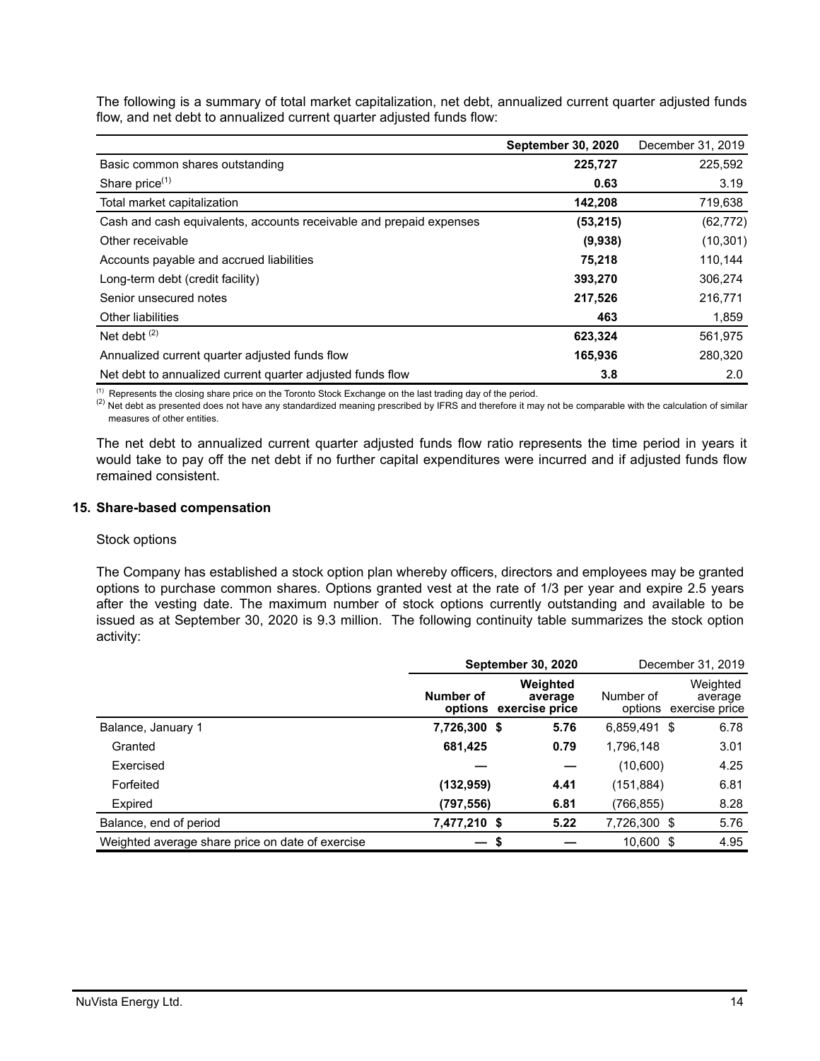The following is a summary of total market capitalization, net debt, annualized current quarter adjusted funds flow, and net debt to annualized current quarter adjusted funds flow:

| | **September 30, 2020** | December 31, 2019 |
|---|---|---|
| Basic common shares outstanding | **225,727** | 225,592 |
| Share price[1] | **0.63** | 3.19 |
| Total market capitalization | **142,208** | 719,638 |
| Cash and cash equivalents, accounts receivable and prepaid expenses | **(53,215)** | (62,772) |
| Other receivable | **(9,938)** | (10,301) |
| Accounts payable and accrued liabilities | **75,218** | 110,144 |
| Long-term debt (credit facility) | **393,270** | 306,274 |
| Senior unsecured notes | **217,526** | 216,771 |
| Other liabilities | **463** | 1,859 |
| Net debt [2] | **623,324** | 561,975 |
| Annualized current quarter adjusted funds flow | **165,936** | 280,320 |
| Net debt to annualized current quarter adjusted funds flow | **3.8** | 2.0 |

[1] Represents the closing share price on the Toronto Stock Exchange on the last trading day of the period.
[2] Net debt as presented does not have any standardized meaning prescribed by IFRS and therefore it may not be comparable with the calculation of similar measures of other entities.

The net debt to annualized current quarter adjusted funds flow ratio represents the time period in years it would take to pay off the net debt if no further capital expenditures were incurred and if adjusted funds flow remained consistent.

## 15. Share-based compensation

Stock options

The Company has established a stock option plan whereby officers, directors and employees may be granted options to purchase common shares. Options granted vest at the rate of 1/3 per year and expire 2.5 years after the vesting date. The maximum number of stock options currently outstanding and available to be issued as at September 30, 2020 is 9.3 million. The following continuity table summarizes the stock option activity:

| | **September 30, 2020** | | December 31, 2019 | |
|---|---|---|---|---|
| | **Number of options** | **Weighted average exercise price** | Number of options | Weighted average exercise price |
| Balance, January 1 | **7,726,300** | **$ 5.76** | 6,859,491 | $ 6.78 |
| Granted | **681,425** | **0.79** | 1,796,148 | 3.01 |
| Exercised | **—** | **—** | (10,600) | 4.25 |
| Forfeited | **(132,959)** | **4.41** | (151,884) | 6.81 |
| Expired | **(797,556)** | **6.81** | (766,855) | 8.28 |
| Balance, end of period | **7,477,210** | **$ 5.22** | 7,726,300 | $ 5.76 |
| Weighted average share price on date of exercise | **—** | **$ —** | 10,600 | $ 4.95 |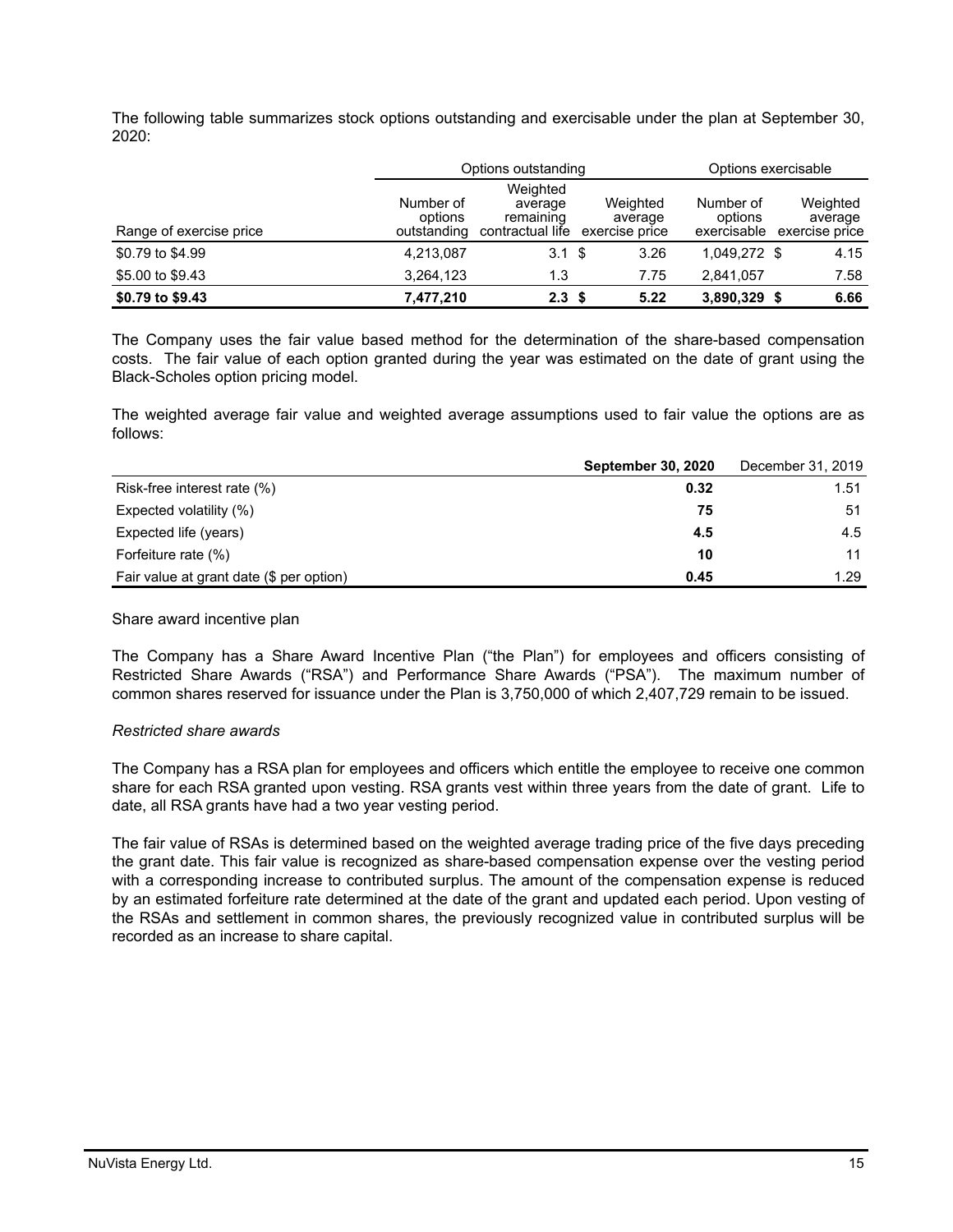The following table summarizes stock options outstanding and exercisable under the plan at September 30, 2020:

| | Options outstanding | | | Options exercisable | |
|---|---|---|---|---|---|
| Range of exercise price | Number of options outstanding | Weighted average remaining contractual life | Weighted average exercise price | Number of options exercisable | Weighted average exercise price |
| $0.79 to $4.99 | 4,213,087 | 3.1 | $ 3.26 | 1,049,272 | $ 4.15 |
| $5.00 to $9.43 | 3,264,123 | 1.3 | 7.75 | 2,841,057 | 7.58 |
| **$0.79 to $9.43** | **7,477,210** | **2.3** | **$ 5.22** | **3,890,329** | **$ 6.66** |

The Company uses the fair value based method for the determination of the share-based compensation costs. The fair value of each option granted during the year was estimated on the date of grant using the Black-Scholes option pricing model.

The weighted average fair value and weighted average assumptions used to fair value the options are as follows:

| | **September 30, 2020** | December 31, 2019 |
|---|---|---|
| Risk-free interest rate (%) | **0.32** | 1.51 |
| Expected volatility (%) | **75** | 51 |
| Expected life (years) | **4.5** | 4.5 |
| Forfeiture rate (%) | **10** | 11 |
| Fair value at grant date ($ per option) | **0.45** | 1.29 |

Share award incentive plan

The Company has a Share Award Incentive Plan ("the Plan") for employees and officers consisting of Restricted Share Awards ("RSA") and Performance Share Awards ("PSA"). The maximum number of common shares reserved for issuance under the Plan is 3,750,000 of which 2,407,729 remain to be issued.

*Restricted share awards*

The Company has a RSA plan for employees and officers which entitle the employee to receive one common share for each RSA granted upon vesting. RSA grants vest within three years from the date of grant. Life to date, all RSA grants have had a two year vesting period.

The fair value of RSAs is determined based on the weighted average trading price of the five days preceding the grant date. This fair value is recognized as share-based compensation expense over the vesting period with a corresponding increase to contributed surplus. The amount of the compensation expense is reduced by an estimated forfeiture rate determined at the date of the grant and updated each period. Upon vesting of the RSAs and settlement in common shares, the previously recognized value in contributed surplus will be recorded as an increase to share capital.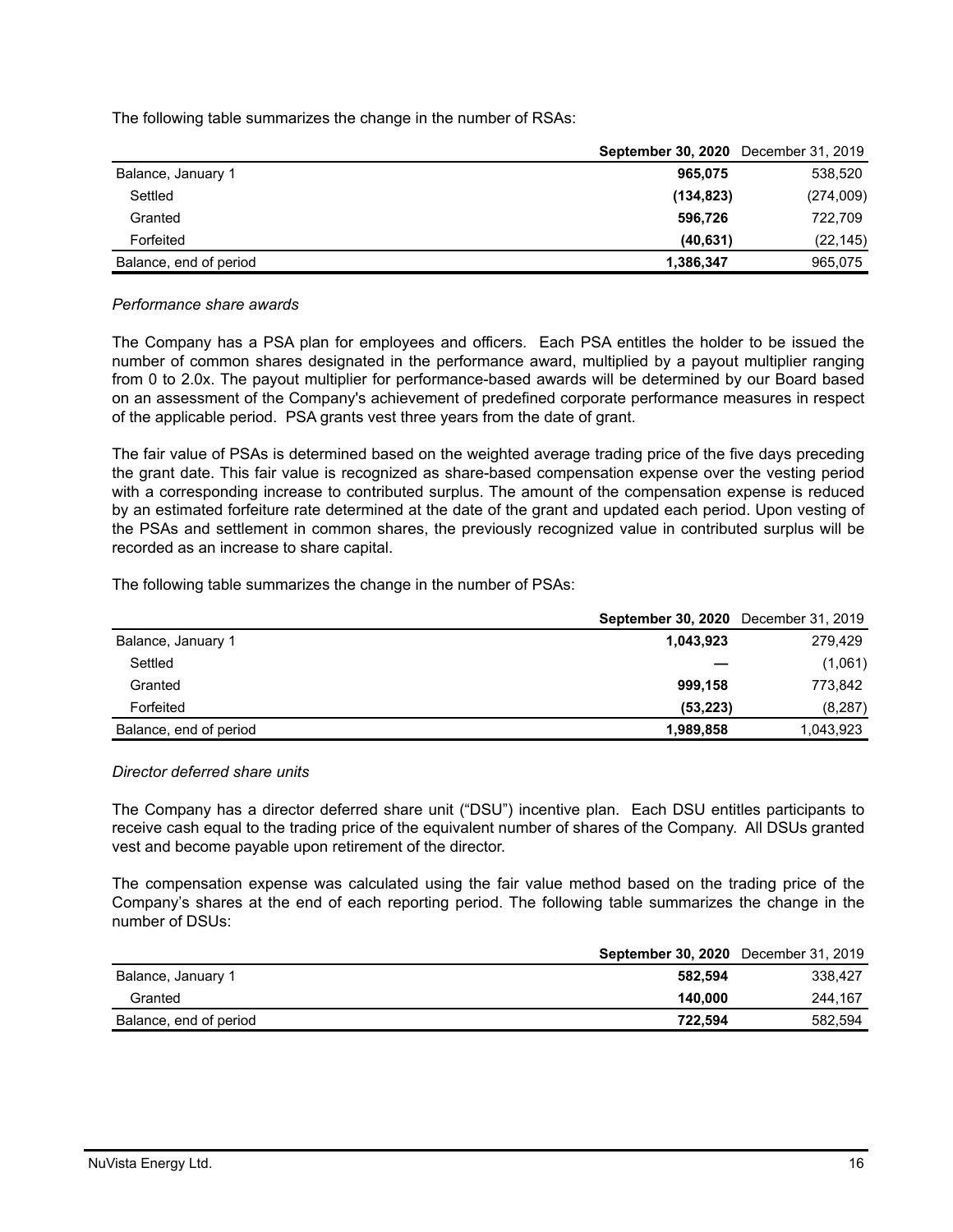The following table summarizes the change in the number of RSAs:

| | **September 30, 2020** | December 31, 2019 |
|---|---|---|
| Balance, January 1 | **965,075** | 538,520 |
| Settled | **(134,823)** | (274,009) |
| Granted | **596,726** | 722,709 |
| Forfeited | **(40,631)** | (22,145) |
| Balance, end of period | **1,386,347** | 965,075 |

*Performance share awards*

The Company has a PSA plan for employees and officers. Each PSA entitles the holder to be issued the number of common shares designated in the performance award, multiplied by a payout multiplier ranging from 0 to 2.0x. The payout multiplier for performance-based awards will be determined by our Board based on an assessment of the Company's achievement of predefined corporate performance measures in respect of the applicable period. PSA grants vest three years from the date of grant.

The fair value of PSAs is determined based on the weighted average trading price of the five days preceding the grant date. This fair value is recognized as share-based compensation expense over the vesting period with a corresponding increase to contributed surplus. The amount of the compensation expense is reduced by an estimated forfeiture rate determined at the date of the grant and updated each period. Upon vesting of the PSAs and settlement in common shares, the previously recognized value in contributed surplus will be recorded as an increase to share capital.

The following table summarizes the change in the number of PSAs:

| | **September 30, 2020** | December 31, 2019 |
|---|---|---|
| Balance, January 1 | **1,043,923** | 279,429 |
| Settled | **—** | (1,061) |
| Granted | **999,158** | 773,842 |
| Forfeited | **(53,223)** | (8,287) |
| Balance, end of period | **1,989,858** | 1,043,923 |

*Director deferred share units*

The Company has a director deferred share unit ("DSU") incentive plan. Each DSU entitles participants to receive cash equal to the trading price of the equivalent number of shares of the Company. All DSUs granted vest and become payable upon retirement of the director.

The compensation expense was calculated using the fair value method based on the trading price of the Company's shares at the end of each reporting period. The following table summarizes the change in the number of DSUs:

| | **September 30, 2020** | December 31, 2019 |
|---|---|---|
| Balance, January 1 | **582,594** | 338,427 |
| Granted | **140,000** | 244,167 |
| Balance, end of period | **722,594** | 582,594 |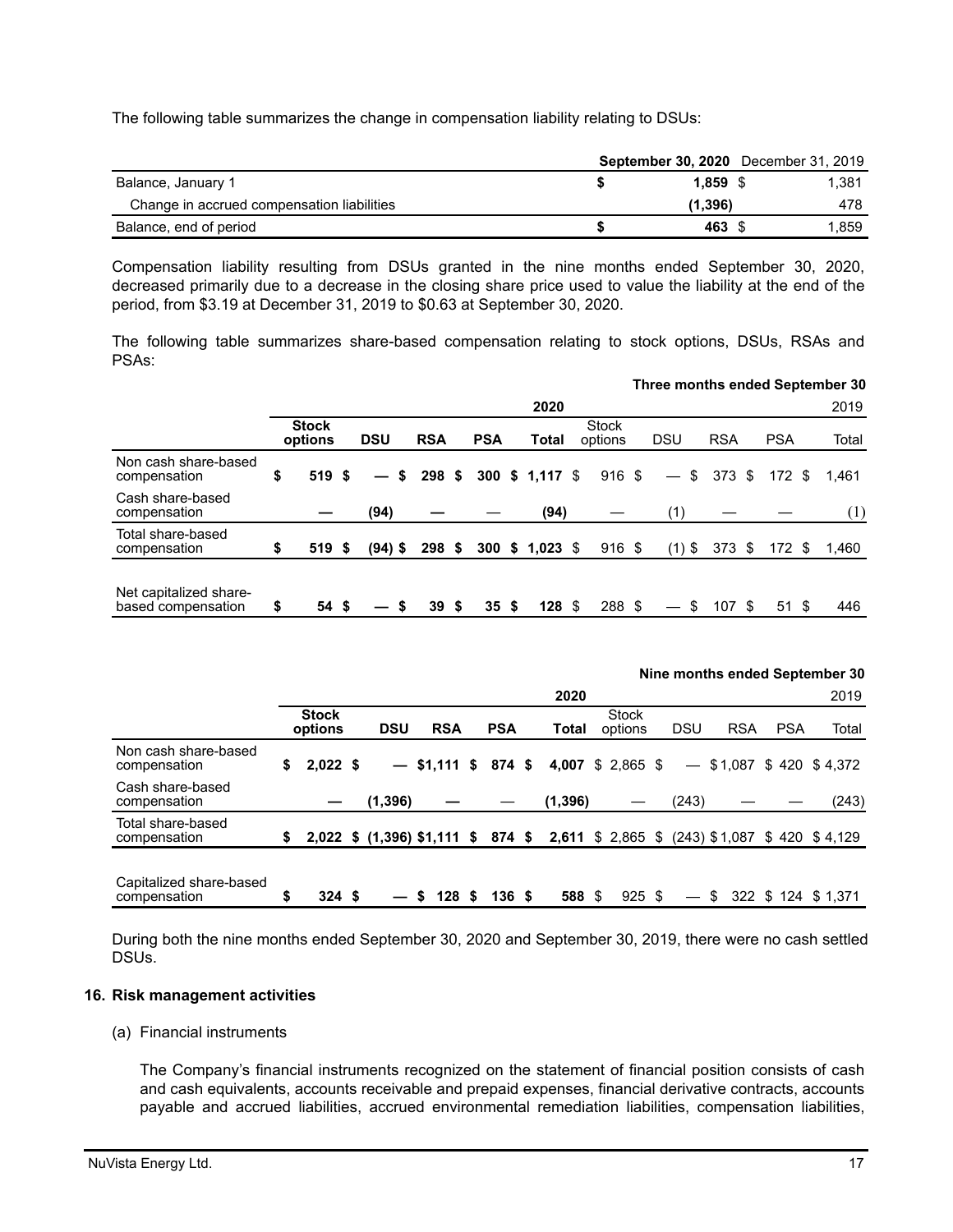The following table summarizes the change in compensation liability relating to DSUs:

| | September 30, 2020 | December 31, 2019 |
|---|---|---|
| Balance, January 1 | $ 1,859 | $ 1,381 |
| Change in accrued compensation liabilities | (1,396) | 478 |
| Balance, end of period | $ 463 | $ 1,859 |

Compensation liability resulting from DSUs granted in the nine months ended September 30, 2020, decreased primarily due to a decrease in the closing share price used to value the liability at the end of the period, from $3.19 at December 31, 2019 to $0.63 at September 30, 2020.

The following table summarizes share-based compensation relating to stock options, DSUs, RSAs and PSAs:

| Three months ended September 30 | 2020 | | | | | 2019 | | | | |
|---|---|---|---|---|---|---|---|---|---|---|
| | Stock options | DSU | RSA | PSA | Total | Stock options | DSU | RSA | PSA | Total |
| Non cash share-based compensation | $ 519 | $ — | $ 298 | $ 300 | $ 1,117 | $ 916 | $ — | $ 373 | $ 172 | $ 1,461 |
| Cash share-based compensation | — | (94) | — | — | (94) | — | (1) | — | — | (1) |
| Total share-based compensation | $ 519 | $ (94) | $ 298 | $ 300 | $ 1,023 | $ 916 | $ (1) | $ 373 | $ 172 | $ 1,460 |
| Net capitalized share-based compensation | $ 54 | $ — | $ 39 | $ 35 | $ 128 | $ 288 | $ — | $ 107 | $ 51 | $ 446 |

| Nine months ended September 30 | 2020 | | | | | 2019 | | | | |
|---|---|---|---|---|---|---|---|---|---|---|
| | Stock options | DSU | RSA | PSA | Total | Stock options | DSU | RSA | PSA | Total |
| Non cash share-based compensation | $ 2,022 | $ — | $1,111 | $ 874 | $ 4,007 | $ 2,865 | $ — | $1,087 | $ 420 | $ 4,372 |
| Cash share-based compensation | — | (1,396) | — | — | (1,396) | — | (243) | — | — | (243) |
| Total share-based compensation | $ 2,022 | $ (1,396) | $1,111 | $ 874 | $ 2,611 | $ 2,865 | $ (243) | $1,087 | $ 420 | $ 4,129 |
| Capitalized share-based compensation | $ 324 | $ — | $ 128 | $ 136 | $ 588 | $ 925 | $ — | $ 322 | $ 124 | $ 1,371 |

During both the nine months ended September 30, 2020 and September 30, 2019, there were no cash settled DSUs.

## 16. Risk management activities

(a) Financial instruments

The Company's financial instruments recognized on the statement of financial position consists of cash and cash equivalents, accounts receivable and prepaid expenses, financial derivative contracts, accounts payable and accrued liabilities, accrued environmental remediation liabilities, compensation liabilities,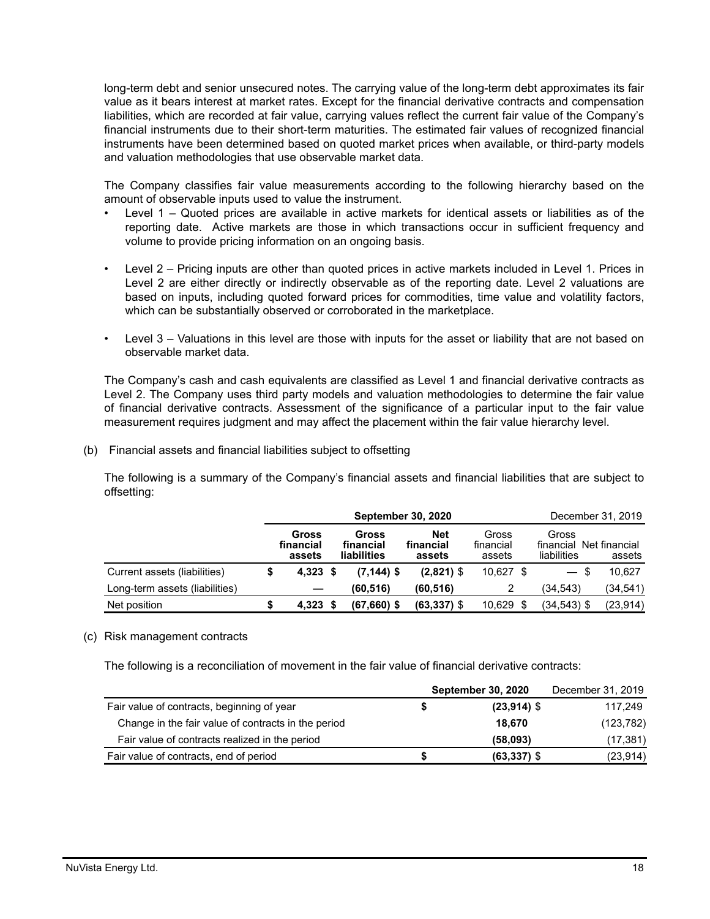long-term debt and senior unsecured notes. The carrying value of the long-term debt approximates its fair value as it bears interest at market rates. Except for the financial derivative contracts and compensation liabilities, which are recorded at fair value, carrying values reflect the current fair value of the Company's financial instruments due to their short-term maturities. The estimated fair values of recognized financial instruments have been determined based on quoted market prices when available, or third-party models and valuation methodologies that use observable market data.

The Company classifies fair value measurements according to the following hierarchy based on the amount of observable inputs used to value the instrument.

- Level 1 – Quoted prices are available in active markets for identical assets or liabilities as of the reporting date. Active markets are those in which transactions occur in sufficient frequency and volume to provide pricing information on an ongoing basis.
- Level 2 – Pricing inputs are other than quoted prices in active markets included in Level 1. Prices in Level 2 are either directly or indirectly observable as of the reporting date. Level 2 valuations are based on inputs, including quoted forward prices for commodities, time value and volatility factors, which can be substantially observed or corroborated in the marketplace.
- Level 3 – Valuations in this level are those with inputs for the asset or liability that are not based on observable market data.

The Company's cash and cash equivalents are classified as Level 1 and financial derivative contracts as Level 2. The Company uses third party models and valuation methodologies to determine the fair value of financial derivative contracts. Assessment of the significance of a particular input to the fair value measurement requires judgment and may affect the placement within the fair value hierarchy level.

(b) Financial assets and financial liabilities subject to offsetting

The following is a summary of the Company's financial assets and financial liabilities that are subject to offsetting:

| | **September 30, 2020** | | | December 31, 2019 | | |
|---|---|---|---|---|---|---|
| | **Gross financial assets** | **Gross financial liabilities** | **Net financial assets** | Gross financial assets | Gross financial liabilities | Net financial assets |
| Current assets (liabilities) | $ **4,323** | $ **(7,144)** | $ **(2,821)** | $ 10,627 | $ — | $ 10,627 |
| Long-term assets (liabilities) | **—** | **(60,516)** | **(60,516)** | 2 | (34,543) | (34,541) |
| Net position | $ **4,323** | $ **(67,660)** | $ **(63,337)** | $ 10,629 | $ (34,543) | $ (23,914) |

(c) Risk management contracts

The following is a reconciliation of movement in the fair value of financial derivative contracts:

| | **September 30, 2020** | December 31, 2019 |
|---|---|---|
| Fair value of contracts, beginning of year | $ **(23,914)** | $ 117,249 |
| Change in the fair value of contracts in the period | **18,670** | (123,782) |
| Fair value of contracts realized in the period | **(58,093)** | (17,381) |
| Fair value of contracts, end of period | $ **(63,337)** | $ (23,914) |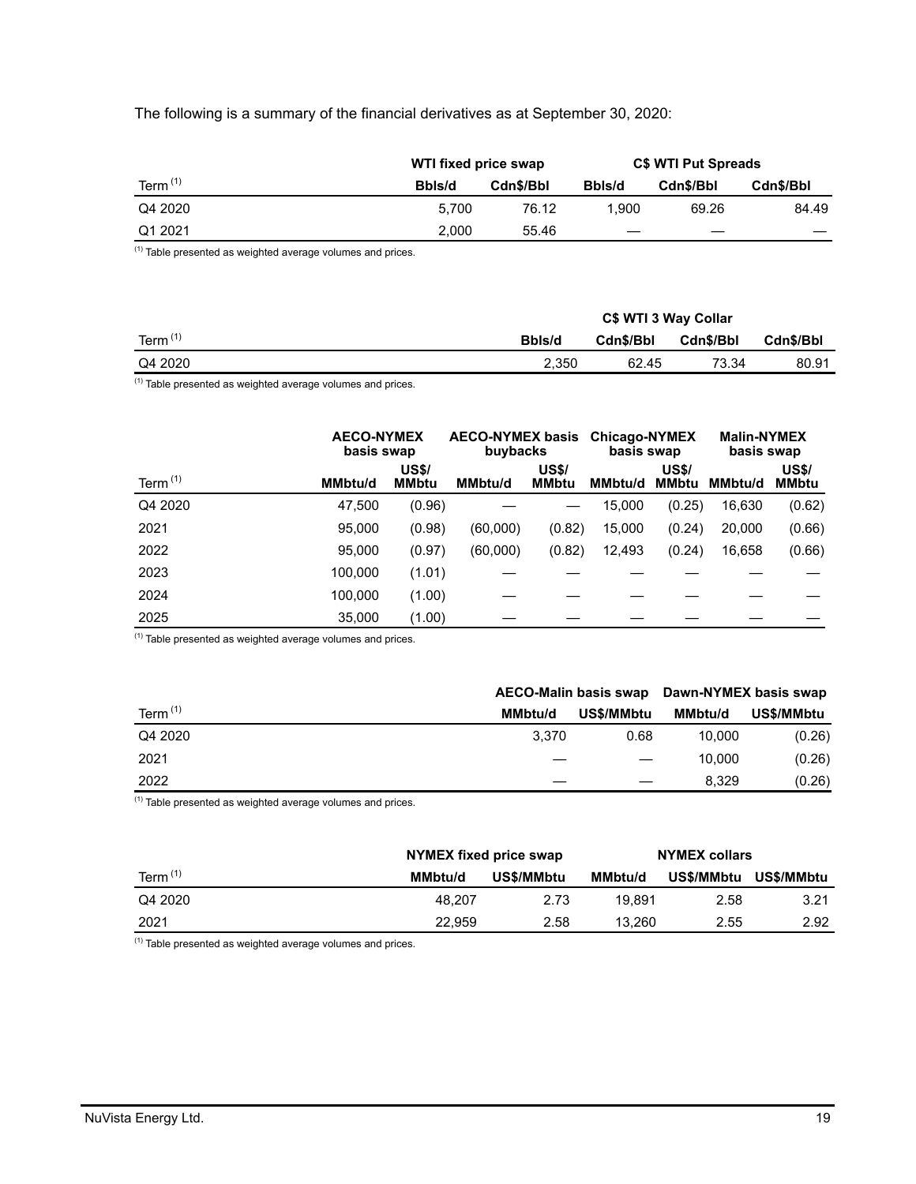The following is a summary of the financial derivatives as at September 30, 2020:

| | WTI fixed price swap | | C$ WTI Put Spreads | | |
|---|---|---|---|---|---|
| Term [(1)] | Bbls/d | Cdn$/Bbl | Bbls/d | Cdn$/Bbl | Cdn$/Bbl |
| Q4 2020 | 5,700 | 76.12 | 1,900 | 69.26 | 84.49 |
| Q1 2021 | 2,000 | 55.46 | — | — | — |

[(1)] Table presented as weighted average volumes and prices.

| | C$ WTI 3 Way Collar | | | |
|---|---|---|---|---|
| Term [(1)] | Bbls/d | Cdn$/Bbl | Cdn$/Bbl | Cdn$/Bbl |
| Q4 2020 | 2,350 | 62.45 | 73.34 | 80.91 |

[(1)] Table presented as weighted average volumes and prices.

| | AECO-NYMEX basis swap | | AECO-NYMEX basis buybacks | | Chicago-NYMEX basis swap | | Malin-NYMEX basis swap | |
|---|---|---|---|---|---|---|---|---|
| Term [(1)] | MMbtu/d | US$/ MMbtu | MMbtu/d | US$/ MMbtu | MMbtu/d | US$/ MMbtu | MMbtu/d | US$/ MMbtu |
| Q4 2020 | 47,500 | (0.96) | — | — | 15,000 | (0.25) | 16,630 | (0.62) |
| 2021 | 95,000 | (0.98) | (60,000) | (0.82) | 15,000 | (0.24) | 20,000 | (0.66) |
| 2022 | 95,000 | (0.97) | (60,000) | (0.82) | 12,493 | (0.24) | 16,658 | (0.66) |
| 2023 | 100,000 | (1.01) | — | — | — | — | — | — |
| 2024 | 100,000 | (1.00) | — | — | — | — | — | — |
| 2025 | 35,000 | (1.00) | — | — | — | — | — | — |

[(1)] Table presented as weighted average volumes and prices.

| | AECO-Malin basis swap | | Dawn-NYMEX basis swap | |
|---|---|---|---|---|
| Term [(1)] | MMbtu/d | US$/MMbtu | MMbtu/d | US$/MMbtu |
| Q4 2020 | 3,370 | 0.68 | 10,000 | (0.26) |
| 2021 | — | — | 10,000 | (0.26) |
| 2022 | — | — | 8,329 | (0.26) |

[(1)] Table presented as weighted average volumes and prices.

| | NYMEX fixed price swap | | NYMEX collars | | |
|---|---|---|---|---|---|
| Term [(1)] | MMbtu/d | US$/MMbtu | MMbtu/d | US$/MMbtu | US$/MMbtu |
| Q4 2020 | 48,207 | 2.73 | 19,891 | 2.58 | 3.21 |
| 2021 | 22,959 | 2.58 | 13,260 | 2.55 | 2.92 |

[(1)] Table presented as weighted average volumes and prices.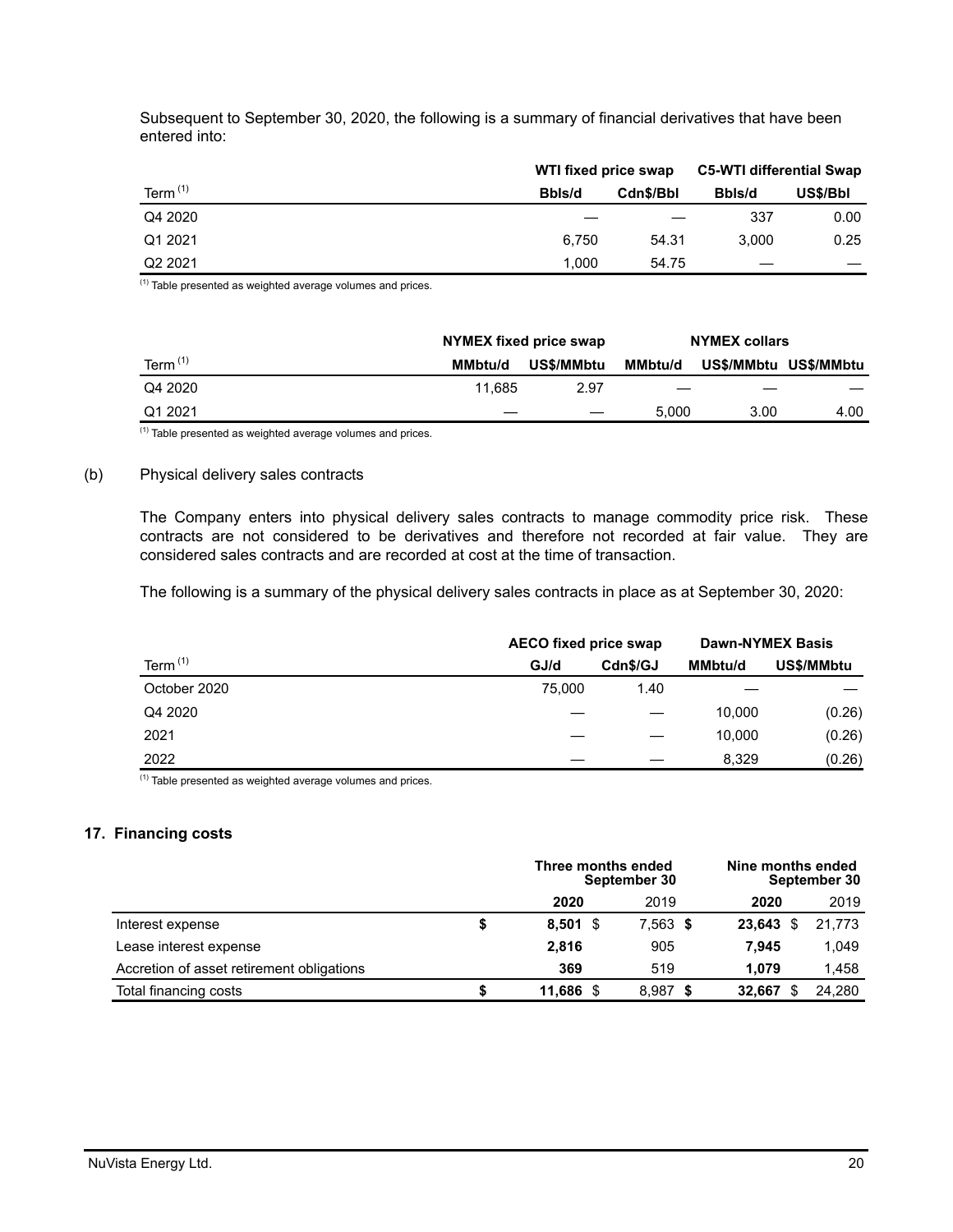Subsequent to September 30, 2020, the following is a summary of financial derivatives that have been entered into:

| | WTI fixed price swap | | C5-WTI differential Swap | |
|---|---|---|---|---|
| Term [1] | Bbls/d | Cdn$/Bbl | Bbls/d | US$/Bbl |
| Q4 2020 | — | — | 337 | 0.00 |
| Q1 2021 | 6,750 | 54.31 | 3,000 | 0.25 |
| Q2 2021 | 1,000 | 54.75 | — | — |

[1] Table presented as weighted average volumes and prices.

| | NYMEX fixed price swap | | NYMEX collars | | |
|---|---|---|---|---|---|
| Term [1] | MMbtu/d | US$/MMbtu | MMbtu/d | US$/MMbtu | US$/MMbtu |
| Q4 2020 | 11,685 | 2.97 | — | — | — |
| Q1 2021 | — | — | 5,000 | 3.00 | 4.00 |

[1] Table presented as weighted average volumes and prices.

(b) Physical delivery sales contracts

The Company enters into physical delivery sales contracts to manage commodity price risk. These contracts are not considered to be derivatives and therefore not recorded at fair value. They are considered sales contracts and are recorded at cost at the time of transaction.

The following is a summary of the physical delivery sales contracts in place as at September 30, 2020:

| | AECO fixed price swap | | Dawn-NYMEX Basis | |
|---|---|---|---|---|
| Term [1] | GJ/d | Cdn$/GJ | MMbtu/d | US$/MMbtu |
| October 2020 | 75,000 | 1.40 | — | — |
| Q4 2020 | — | — | 10,000 | (0.26) |
| 2021 | — | — | 10,000 | (0.26) |
| 2022 | — | — | 8,329 | (0.26) |

[1] Table presented as weighted average volumes and prices.

## 17. Financing costs

| | Three months ended September 30 | | Nine months ended September 30 | |
|---|---|---|---|---|
| | **2020** | 2019 | **2020** | 2019 |
| Interest expense | **$ 8,501** | $ 7,563 | **$ 23,643** | $ 21,773 |
| Lease interest expense | **2,816** | 905 | **7,945** | 1,049 |
| Accretion of asset retirement obligations | **369** | 519 | **1,079** | 1,458 |
| Total financing costs | **$ 11,686** | $ 8,987 | **$ 32,667** | $ 24,280 |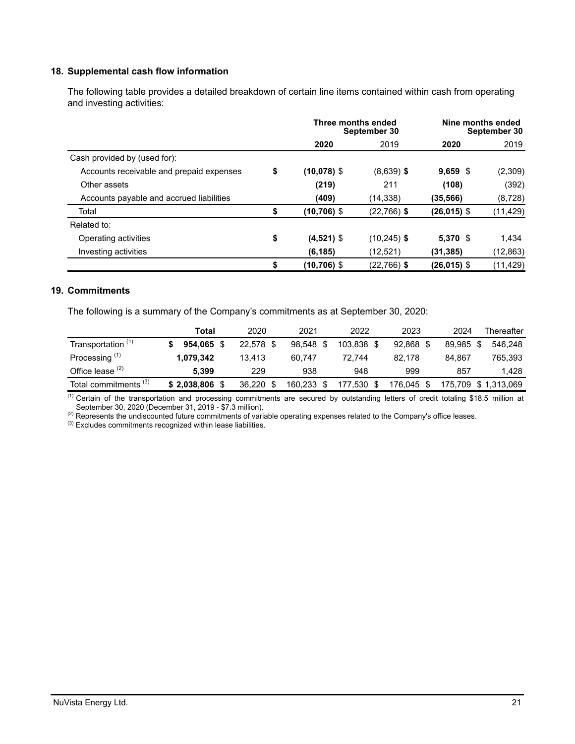## 18. Supplemental cash flow information

The following table provides a detailed breakdown of certain line items contained within cash from operating and investing activities:

| | Three months ended September 30 | | Nine months ended September 30 | |
|---|---|---|---|---|
| | **2020** | 2019 | **2020** | 2019 |
| Cash provided by (used for): | | | | |
| Accounts receivable and prepaid expenses | **$ (10,078)** | $ (8,639) | **$ 9,659** | $ (2,309) |
| Other assets | **(219)** | 211 | **(108)** | (392) |
| Accounts payable and accrued liabilities | **(409)** | (14,338) | **(35,566)** | (8,728) |
| Total | **$ (10,706)** | $ (22,766) | **$ (26,015)** | $ (11,429) |
| Related to: | | | | |
| Operating activities | **$ (4,521)** | $ (10,245) | **$ 5,370** | $ 1,434 |
| Investing activities | **(6,185)** | (12,521) | **(31,385)** | (12,863) |
| | **$ (10,706)** | $ (22,766) | **$ (26,015)** | $ (11,429) |

## 19. Commitments

The following is a summary of the Company's commitments as at September 30, 2020:

| | Total | 2020 | 2021 | 2022 | 2023 | 2024 | Thereafter |
|---|---|---|---|---|---|---|---|
| Transportation [1] | **$ 954,065** | $ 22,578 | $ 98,548 | $ 103,838 | $ 92,868 | $ 89,985 | $ 546,248 |
| Processing [1] | **1,079,342** | 13,413 | 60,747 | 72,744 | 82,178 | 84,867 | 765,393 |
| Office lease [2] | **5,399** | 229 | 938 | 948 | 999 | 857 | 1,428 |
| Total commitments [3] | **$ 2,038,806** | $ 36,220 | $ 160,233 | $ 177,530 | $ 176,045 | $ 175,709 | $ 1,313,069 |

[1] Certain of the transportation and processing commitments are secured by outstanding letters of credit totaling $18.5 million at September 30, 2020 (December 31, 2019 - $7.3 million).

[2] Represents the undiscounted future commitments of variable operating expenses related to the Company's office leases.

[3] Excludes commitments recognized within lease liabilities.